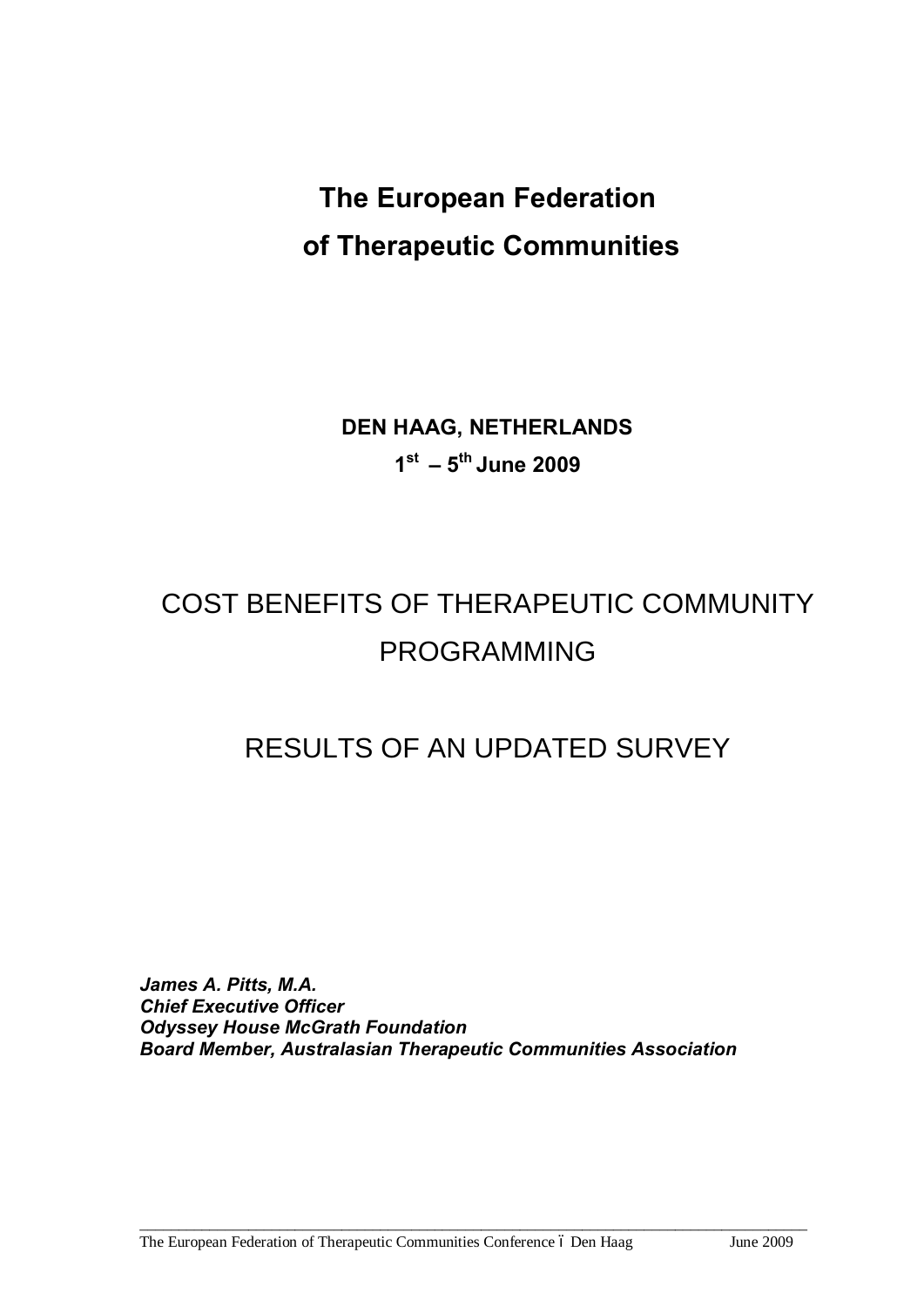# The European Federation of Therapeutic Communities

**DEN HAAG, NETHERLANDS**

**1st – 5th June 2009**

# COST BENEFITS OF THERAPEUTIC COMMUNITY PROGRAMMING

## RESULTS OF AN UPDATED SURVEY

***James A. Pitts, M.A.***
***Chief Executive Officer***
***Odyssey House McGrath Foundation***
***Board Member, Australasian Therapeutic Communities Association***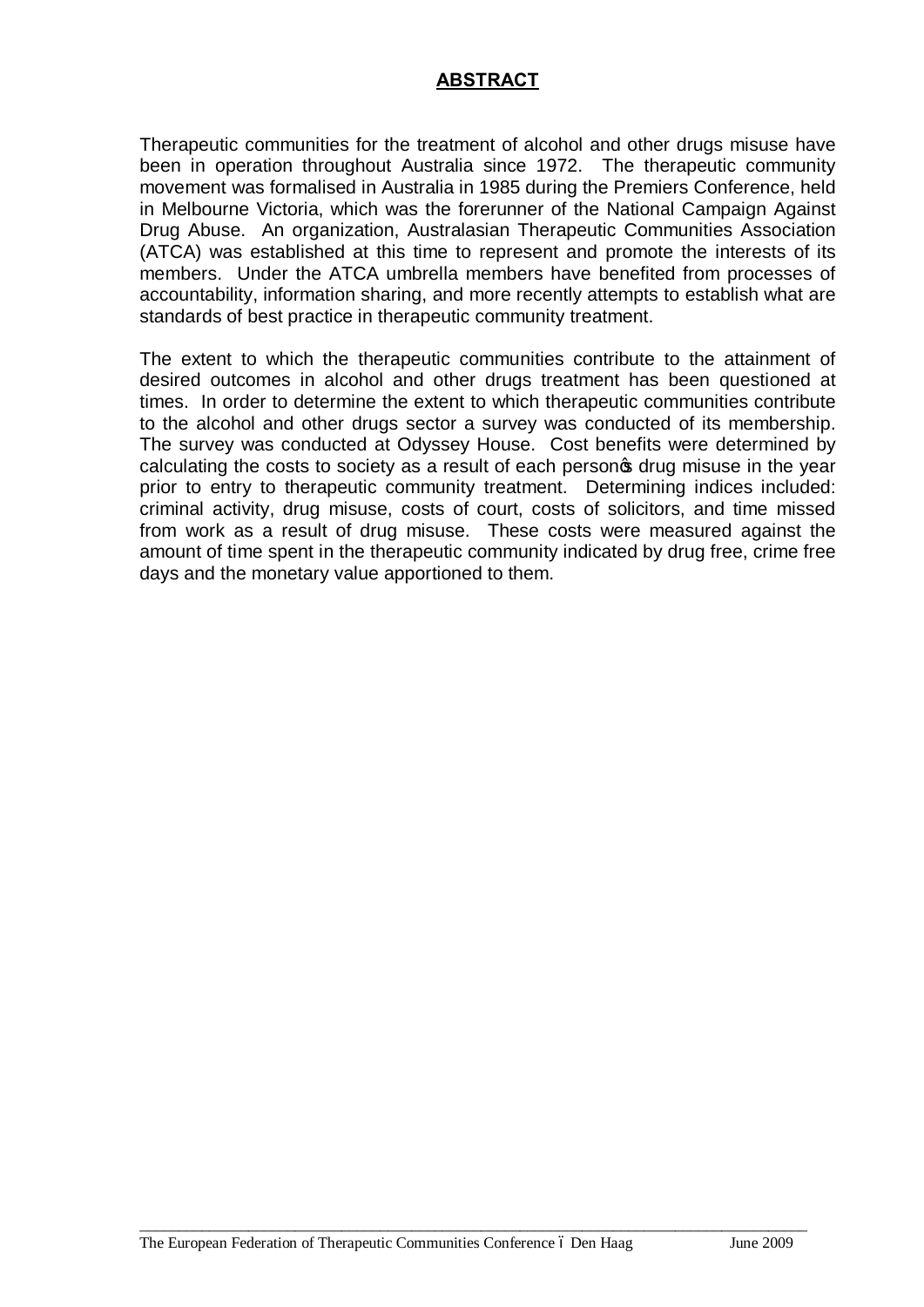## ABSTRACT

Therapeutic communities for the treatment of alcohol and other drugs misuse have been in operation throughout Australia since 1972. The therapeutic community movement was formalised in Australia in 1985 during the Premiers Conference, held in Melbourne Victoria, which was the forerunner of the National Campaign Against Drug Abuse. An organization, Australasian Therapeutic Communities Association (ATCA) was established at this time to represent and promote the interests of its members. Under the ATCA umbrella members have benefited from processes of accountability, information sharing, and more recently attempts to establish what are standards of best practice in therapeutic community treatment.

The extent to which the therapeutic communities contribute to the attainment of desired outcomes in alcohol and other drugs treatment has been questioned at times. In order to determine the extent to which therapeutic communities contribute to the alcohol and other drugs sector a survey was conducted of its membership. The survey was conducted at Odyssey House. Cost benefits were determined by calculating the costs to society as a result of each person's drug misuse in the year prior to entry to therapeutic community treatment. Determining indices included: criminal activity, drug misuse, costs of court, costs of solicitors, and time missed from work as a result of drug misuse. These costs were measured against the amount of time spent in the therapeutic community indicated by drug free, crime free days and the monetary value apportioned to them.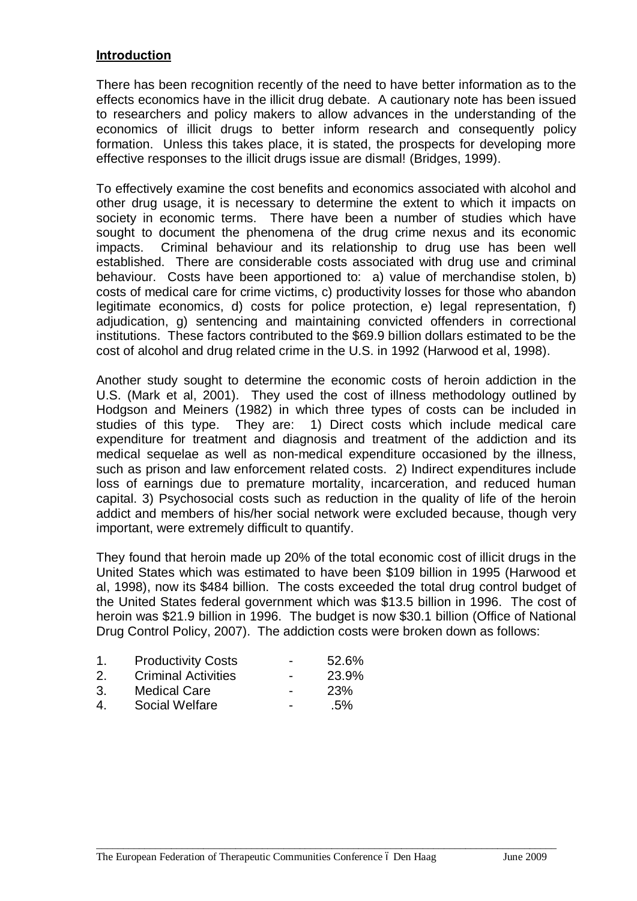## Introduction

There has been recognition recently of the need to have better information as to the effects economics have in the illicit drug debate. A cautionary note has been issued to researchers and policy makers to allow advances in the understanding of the economics of illicit drugs to better inform research and consequently policy formation. Unless this takes place, it is stated, the prospects for developing more effective responses to the illicit drugs issue are dismal! (Bridges, 1999).

To effectively examine the cost benefits and economics associated with alcohol and other drug usage, it is necessary to determine the extent to which it impacts on society in economic terms. There have been a number of studies which have sought to document the phenomena of the drug crime nexus and its economic impacts. Criminal behaviour and its relationship to drug use has been well established. There are considerable costs associated with drug use and criminal behaviour. Costs have been apportioned to: a) value of merchandise stolen, b) costs of medical care for crime victims, c) productivity losses for those who abandon legitimate economics, d) costs for police protection, e) legal representation, f) adjudication, g) sentencing and maintaining convicted offenders in correctional institutions. These factors contributed to the $69.9 billion dollars estimated to be the cost of alcohol and drug related crime in the U.S. in 1992 (Harwood et al, 1998).

Another study sought to determine the economic costs of heroin addiction in the U.S. (Mark et al, 2001). They used the cost of illness methodology outlined by Hodgson and Meiners (1982) in which three types of costs can be included in studies of this type. They are: 1) Direct costs which include medical care expenditure for treatment and diagnosis and treatment of the addiction and its medical sequelae as well as non-medical expenditure occasioned by the illness, such as prison and law enforcement related costs. 2) Indirect expenditures include loss of earnings due to premature mortality, incarceration, and reduced human capital. 3) Psychosocial costs such as reduction in the quality of life of the heroin addict and members of his/her social network were excluded because, though very important, were extremely difficult to quantify.

They found that heroin made up 20% of the total economic cost of illicit drugs in the United States which was estimated to have been $109 billion in 1995 (Harwood et al, 1998), now its $484 billion. The costs exceeded the total drug control budget of the United States federal government which was $13.5 billion in 1996. The cost of heroin was $21.9 billion in 1996. The budget is now $30.1 billion (Office of National Drug Control Policy, 2007). The addiction costs were broken down as follows:

1. Productivity Costs - 52.6%
2. Criminal Activities - 23.9%
3. Medical Care - 23%
4. Social Welfare - .5%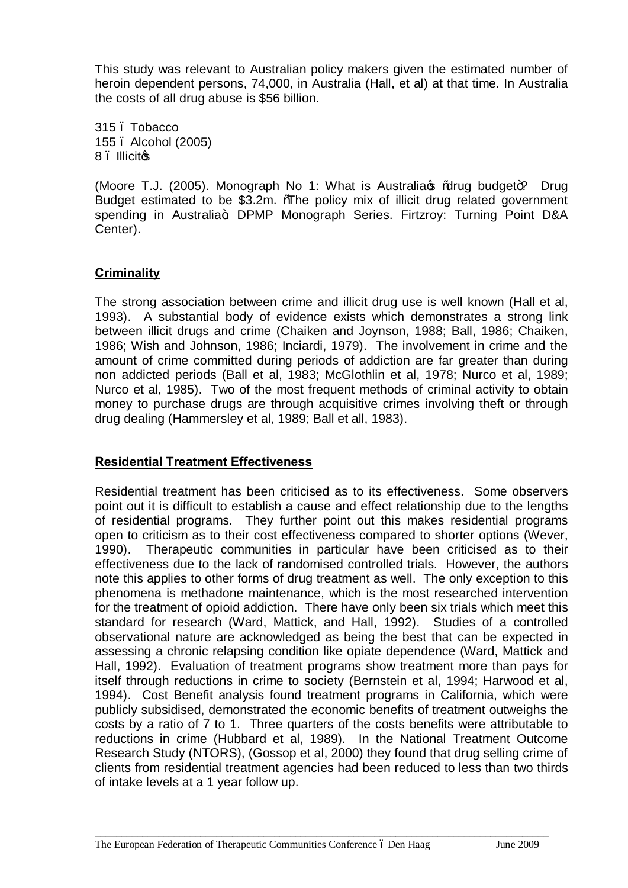This study was relevant to Australian policy makers given the estimated number of heroin dependent persons, 74,000, in Australia (Hall, et al) at that time. In Australia the costs of all drug abuse is $56 billion.

315 – Tobacco
155 – Alcohol (2005)
8 – Illicit's

(Moore T.J. (2005). Monograph No 1: What is Australia's "drug budget"? Drug Budget estimated to be $3.2m. "The policy mix of illicit drug related government spending in Australia". DPMP Monograph Series. Firtzroy: Turning Point D&A Center).

## Criminality

The strong association between crime and illicit drug use is well known (Hall et al, 1993). A substantial body of evidence exists which demonstrates a strong link between illicit drugs and crime (Chaiken and Joynson, 1988; Ball, 1986; Chaiken, 1986; Wish and Johnson, 1986; Inciardi, 1979). The involvement in crime and the amount of crime committed during periods of addiction are far greater than during non addicted periods (Ball et al, 1983; McGlothlin et al, 1978; Nurco et al, 1989; Nurco et al, 1985). Two of the most frequent methods of criminal activity to obtain money to purchase drugs are through acquisitive crimes involving theft or through drug dealing (Hammersley et al, 1989; Ball et all, 1983).

## Residential Treatment Effectiveness

Residential treatment has been criticised as to its effectiveness. Some observers point out it is difficult to establish a cause and effect relationship due to the lengths of residential programs. They further point out this makes residential programs open to criticism as to their cost effectiveness compared to shorter options (Wever, 1990). Therapeutic communities in particular have been criticised as to their effectiveness due to the lack of randomised controlled trials. However, the authors note this applies to other forms of drug treatment as well. The only exception to this phenomena is methadone maintenance, which is the most researched intervention for the treatment of opioid addiction. There have only been six trials which meet this standard for research (Ward, Mattick, and Hall, 1992). Studies of a controlled observational nature are acknowledged as being the best that can be expected in assessing a chronic relapsing condition like opiate dependence (Ward, Mattick and Hall, 1992). Evaluation of treatment programs show treatment more than pays for itself through reductions in crime to society (Bernstein et al, 1994; Harwood et al, 1994). Cost Benefit analysis found treatment programs in California, which were publicly subsidised, demonstrated the economic benefits of treatment outweighs the costs by a ratio of 7 to 1. Three quarters of the costs benefits were attributable to reductions in crime (Hubbard et al, 1989). In the National Treatment Outcome Research Study (NTORS), (Gossop et al, 2000) they found that drug selling crime of clients from residential treatment agencies had been reduced to less than two thirds of intake levels at a 1 year follow up.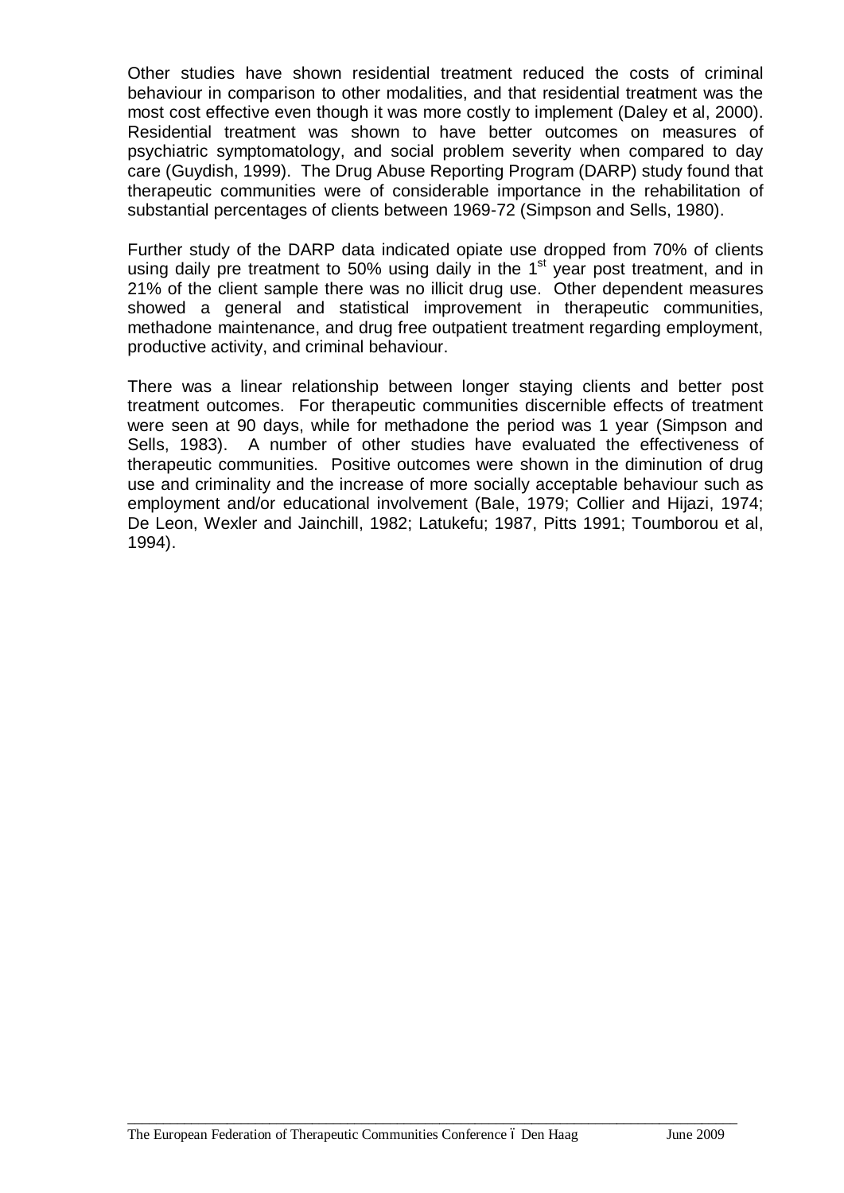Other studies have shown residential treatment reduced the costs of criminal behaviour in comparison to other modalities, and that residential treatment was the most cost effective even though it was more costly to implement (Daley et al, 2000). Residential treatment was shown to have better outcomes on measures of psychiatric symptomatology, and social problem severity when compared to day care (Guydish, 1999). The Drug Abuse Reporting Program (DARP) study found that therapeutic communities were of considerable importance in the rehabilitation of substantial percentages of clients between 1969-72 (Simpson and Sells, 1980).

Further study of the DARP data indicated opiate use dropped from 70% of clients using daily pre treatment to 50% using daily in the 1st year post treatment, and in 21% of the client sample there was no illicit drug use. Other dependent measures showed a general and statistical improvement in therapeutic communities, methadone maintenance, and drug free outpatient treatment regarding employment, productive activity, and criminal behaviour.

There was a linear relationship between longer staying clients and better post treatment outcomes. For therapeutic communities discernible effects of treatment were seen at 90 days, while for methadone the period was 1 year (Simpson and Sells, 1983). A number of other studies have evaluated the effectiveness of therapeutic communities. Positive outcomes were shown in the diminution of drug use and criminality and the increase of more socially acceptable behaviour such as employment and/or educational involvement (Bale, 1979; Collier and Hijazi, 1974; De Leon, Wexler and Jainchill, 1982; Latukefu; 1987, Pitts 1991; Toumborou et al, 1994).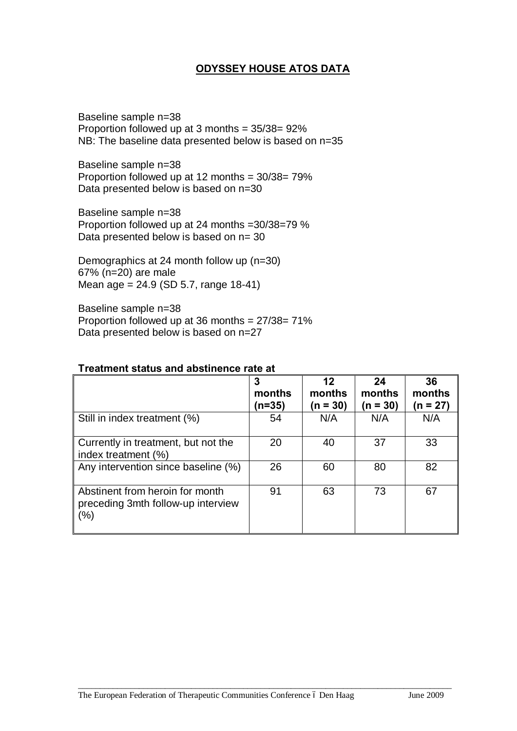## ODYSSEY HOUSE ATOS DATA

Baseline sample n=38
Proportion followed up at 3 months = 35/38= 92%
NB: The baseline data presented below is based on n=35

Baseline sample n=38
Proportion followed up at 12 months = 30/38= 79%
Data presented below is based on n=30

Baseline sample n=38
Proportion followed up at 24 months =30/38=79 %
Data presented below is based on n= 30

Demographics at 24 month follow up (n=30)
67% (n=20) are male
Mean age = 24.9 (SD 5.7, range 18-41)

Baseline sample n=38
Proportion followed up at 36 months = 27/38= 71%
Data presented below is based on n=27

**Treatment status and abstinence rate at**

| | 3 months (n=35) | 12 months (n = 30) | 24 months (n = 30) | 36 months (n = 27) |
|---|---|---|---|---|
| Still in index treatment (%) | 54 | N/A | N/A | N/A |
| Currently in treatment, but not the index treatment (%) | 20 | 40 | 37 | 33 |
| Any intervention since baseline (%) | 26 | 60 | 80 | 82 |
| Abstinent from heroin for month preceding 3mth follow-up interview (%) | 91 | 63 | 73 | 67 |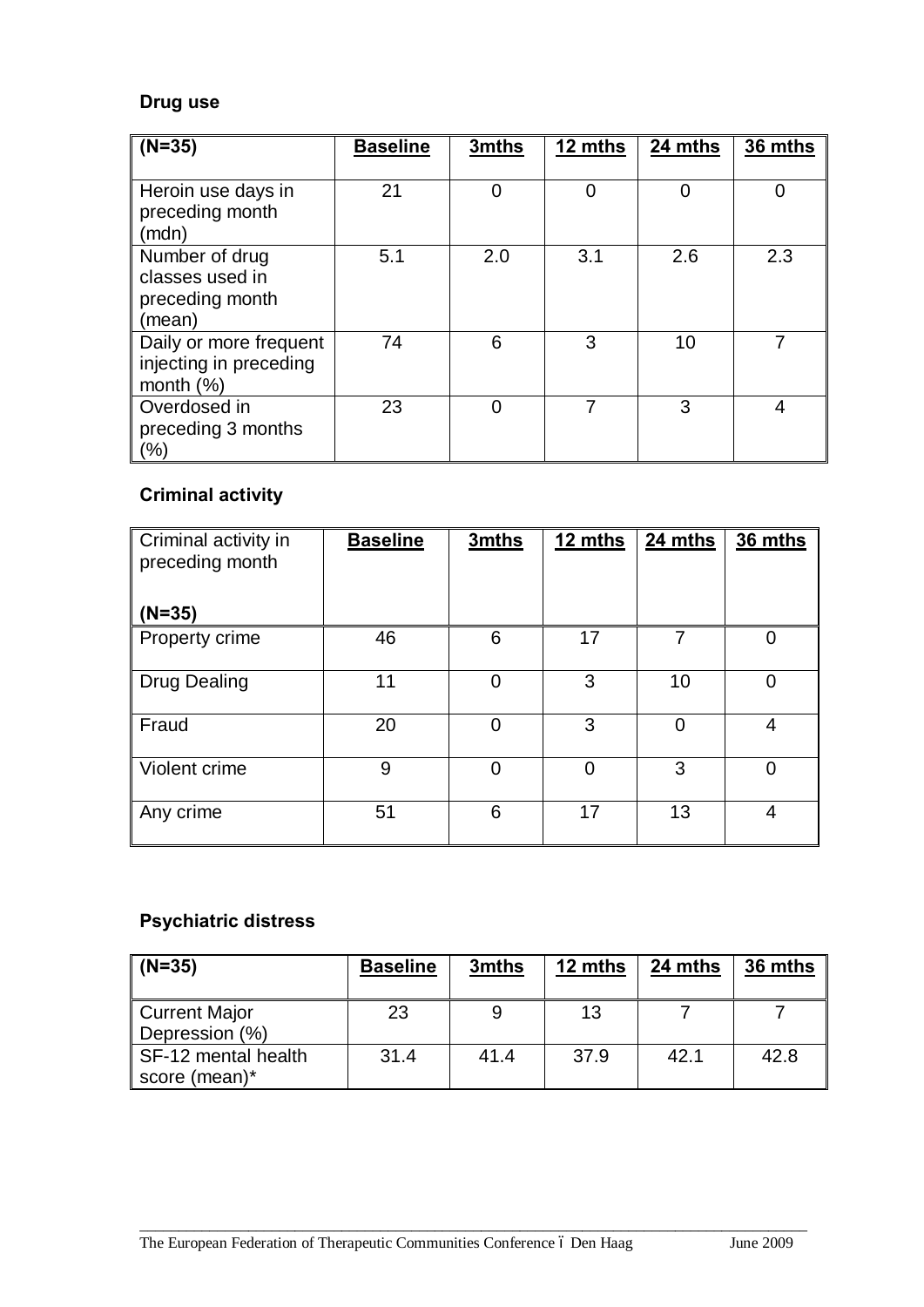### Drug use

| (N=35) | Baseline | 3mths | 12 mths | 24 mths | 36 mths |
|---|---|---|---|---|---|
| Heroin use days in preceding month (mdn) | 21 | 0 | 0 | 0 | 0 |
| Number of drug classes used in preceding month (mean) | 5.1 | 2.0 | 3.1 | 2.6 | 2.3 |
| Daily or more frequent injecting in preceding month (%) | 74 | 6 | 3 | 10 | 7 |
| Overdosed in preceding 3 months (%) | 23 | 0 | 7 | 3 | 4 |

### Criminal activity

| Criminal activity in preceding month (N=35) | Baseline | 3mths | 12 mths | 24 mths | 36 mths |
|---|---|---|---|---|---|
| Property crime | 46 | 6 | 17 | 7 | 0 |
| Drug Dealing | 11 | 0 | 3 | 10 | 0 |
| Fraud | 20 | 0 | 3 | 0 | 4 |
| Violent crime | 9 | 0 | 0 | 3 | 0 |
| Any crime | 51 | 6 | 17 | 13 | 4 |

### Psychiatric distress

| (N=35) | Baseline | 3mths | 12 mths | 24 mths | 36 mths |
|---|---|---|---|---|---|
| Current Major Depression (%) | 23 | 9 | 13 | 7 | 7 |
| SF-12 mental health score (mean)* | 31.4 | 41.4 | 37.9 | 42.1 | 42.8 |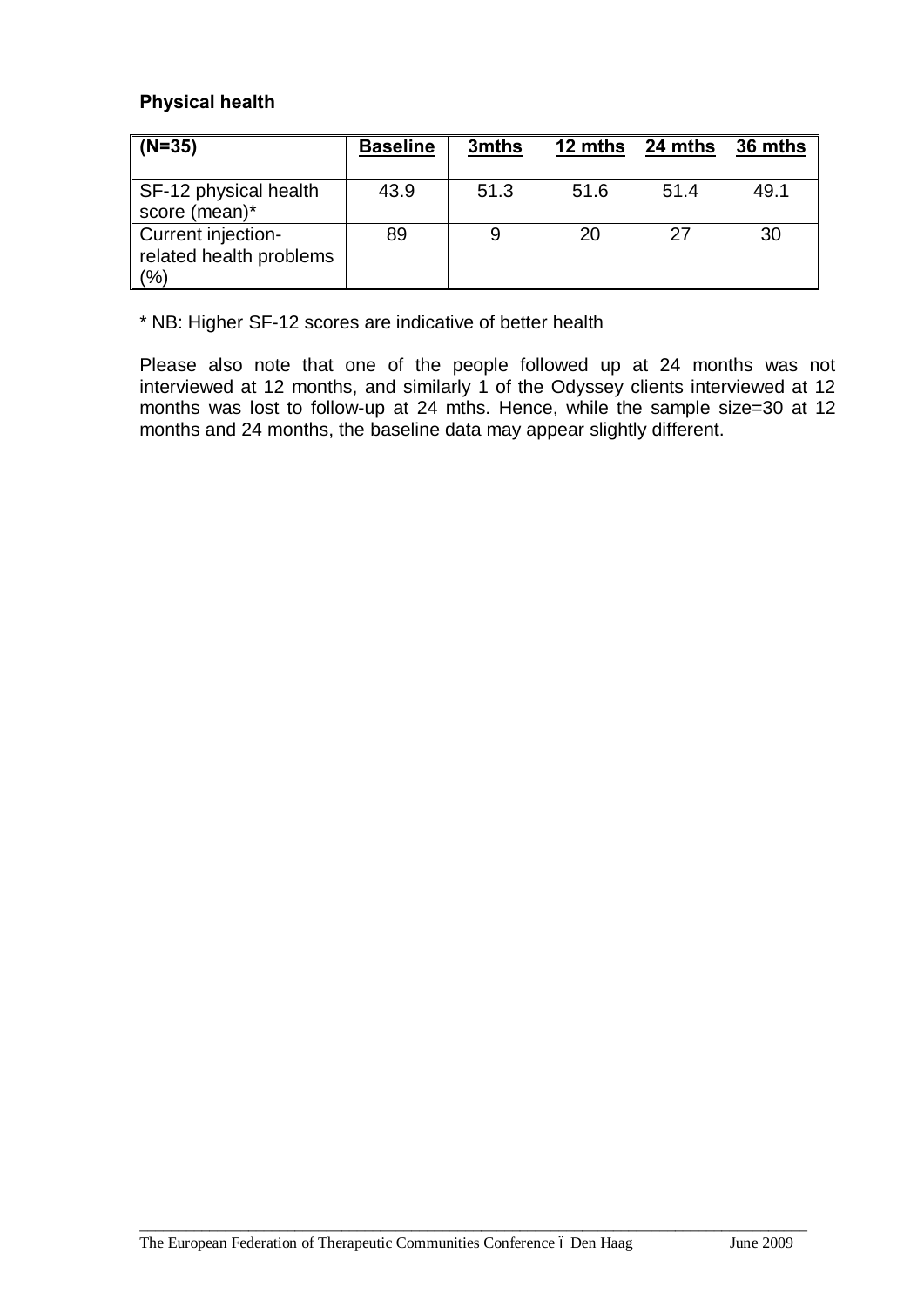**Physical health**

| (N=35) | Baseline | 3mths | 12 mths | 24 mths | 36 mths |
|---|---|---|---|---|---|
| SF-12 physical health score (mean)* | 43.9 | 51.3 | 51.6 | 51.4 | 49.1 |
| Current injection-related health problems (%) | 89 | 9 | 20 | 27 | 30 |

* NB: Higher SF-12 scores are indicative of better health

Please also note that one of the people followed up at 24 months was not interviewed at 12 months, and similarly 1 of the Odyssey clients interviewed at 12 months was lost to follow-up at 24 mths. Hence, while the sample size=30 at 12 months and 24 months, the baseline data may appear slightly different.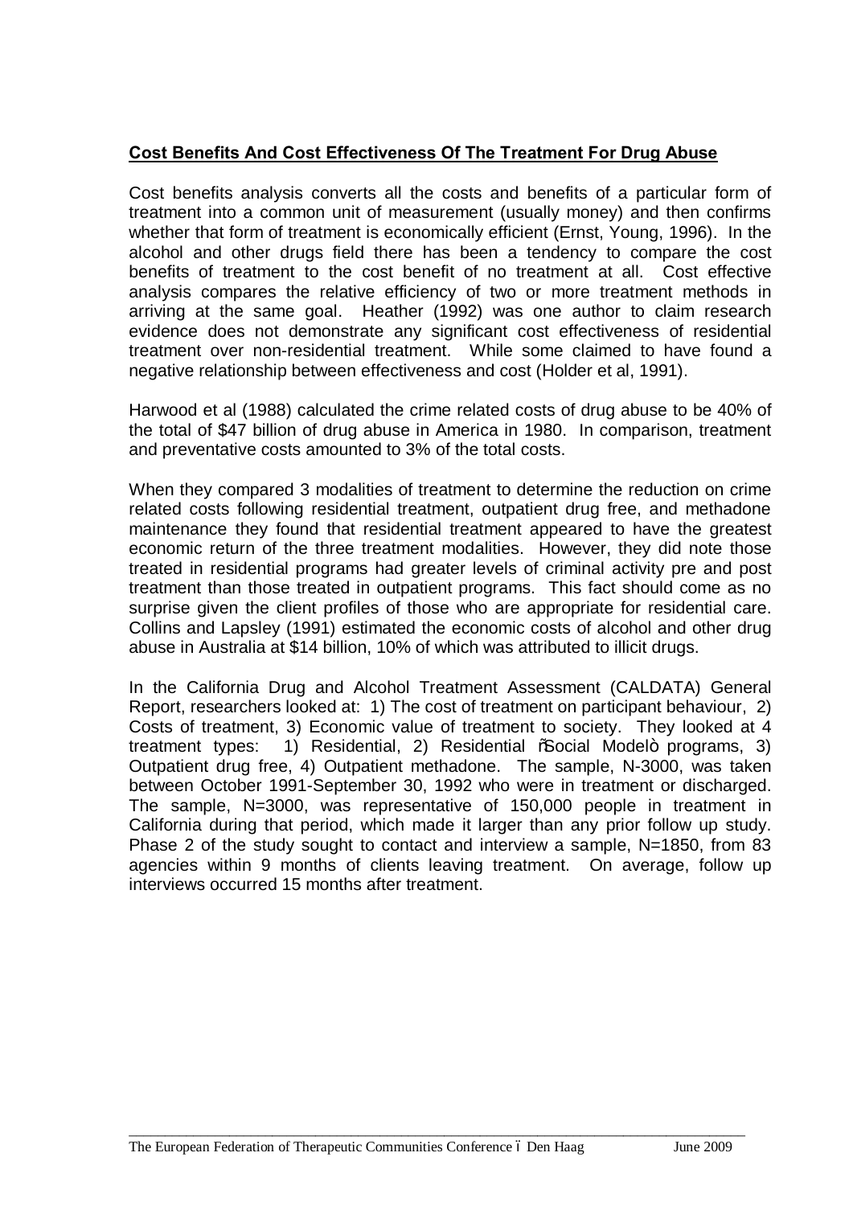## Cost Benefits And Cost Effectiveness Of The Treatment For Drug Abuse

Cost benefits analysis converts all the costs and benefits of a particular form of treatment into a common unit of measurement (usually money) and then confirms whether that form of treatment is economically efficient (Ernst, Young, 1996). In the alcohol and other drugs field there has been a tendency to compare the cost benefits of treatment to the cost benefit of no treatment at all. Cost effective analysis compares the relative efficiency of two or more treatment methods in arriving at the same goal. Heather (1992) was one author to claim research evidence does not demonstrate any significant cost effectiveness of residential treatment over non-residential treatment. While some claimed to have found a negative relationship between effectiveness and cost (Holder et al, 1991).

Harwood et al (1988) calculated the crime related costs of drug abuse to be 40% of the total of $47 billion of drug abuse in America in 1980. In comparison, treatment and preventative costs amounted to 3% of the total costs.

When they compared 3 modalities of treatment to determine the reduction on crime related costs following residential treatment, outpatient drug free, and methadone maintenance they found that residential treatment appeared to have the greatest economic return of the three treatment modalities. However, they did note those treated in residential programs had greater levels of criminal activity pre and post treatment than those treated in outpatient programs. This fact should come as no surprise given the client profiles of those who are appropriate for residential care. Collins and Lapsley (1991) estimated the economic costs of alcohol and other drug abuse in Australia at $14 billion, 10% of which was attributed to illicit drugs.

In the California Drug and Alcohol Treatment Assessment (CALDATA) General Report, researchers looked at: 1) The cost of treatment on participant behaviour, 2) Costs of treatment, 3) Economic value of treatment to society. They looked at 4 treatment types: 1) Residential, 2) Residential "Social Model" programs, 3) Outpatient drug free, 4) Outpatient methadone. The sample, N-3000, was taken between October 1991-September 30, 1992 who were in treatment or discharged. The sample, N=3000, was representative of 150,000 people in treatment in California during that period, which made it larger than any prior follow up study. Phase 2 of the study sought to contact and interview a sample, N=1850, from 83 agencies within 9 months of clients leaving treatment. On average, follow up interviews occurred 15 months after treatment.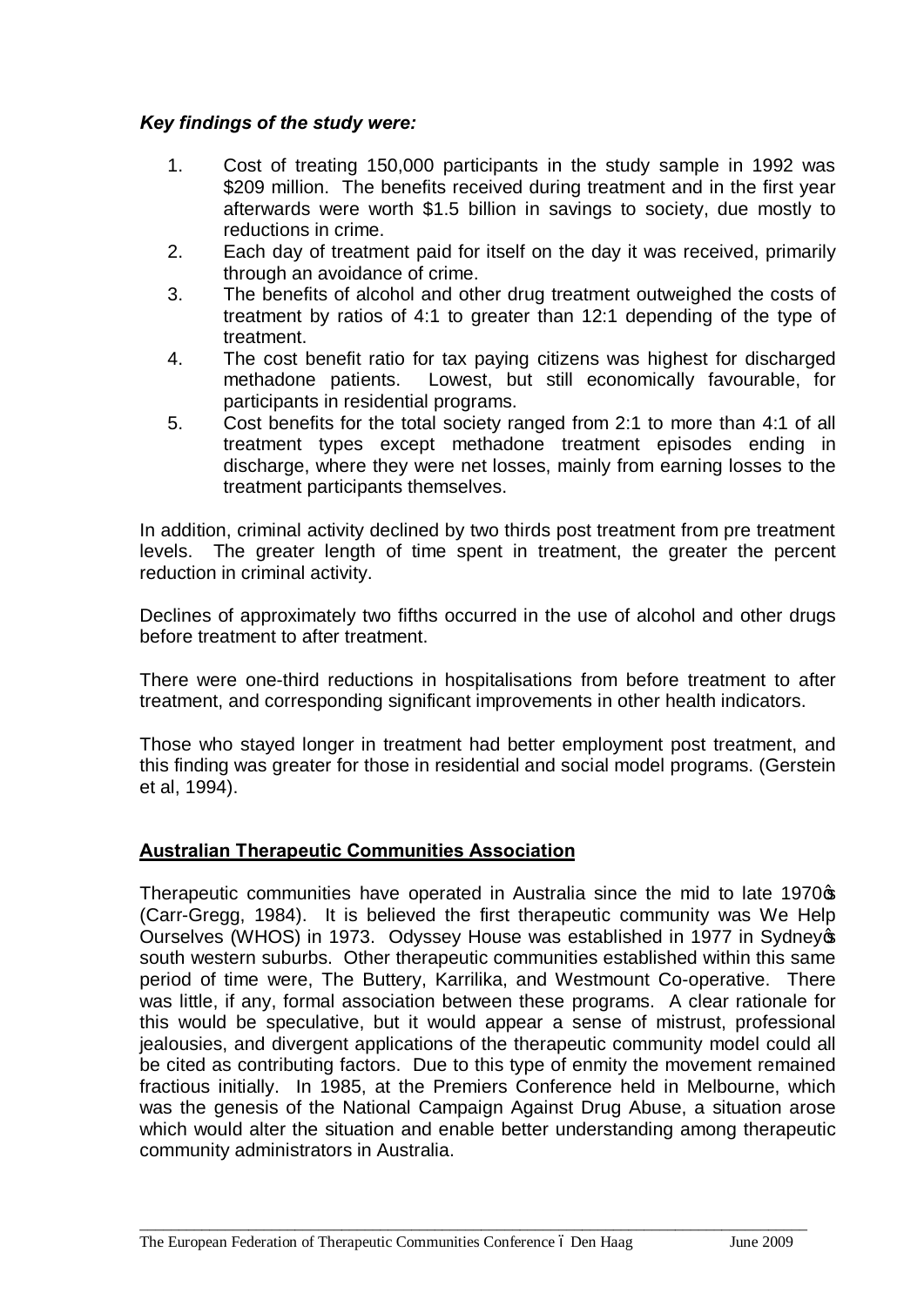***Key findings of the study were:***

1. Cost of treating 150,000 participants in the study sample in 1992 was $209 million. The benefits received during treatment and in the first year afterwards were worth $1.5 billion in savings to society, due mostly to reductions in crime.
2. Each day of treatment paid for itself on the day it was received, primarily through an avoidance of crime.
3. The benefits of alcohol and other drug treatment outweighed the costs of treatment by ratios of 4:1 to greater than 12:1 depending of the type of treatment.
4. The cost benefit ratio for tax paying citizens was highest for discharged methadone patients. Lowest, but still economically favourable, for participants in residential programs.
5. Cost benefits for the total society ranged from 2:1 to more than 4:1 of all treatment types except methadone treatment episodes ending in discharge, where they were net losses, mainly from earning losses to the treatment participants themselves.

In addition, criminal activity declined by two thirds post treatment from pre treatment levels. The greater length of time spent in treatment, the greater the percent reduction in criminal activity.

Declines of approximately two fifths occurred in the use of alcohol and other drugs before treatment to after treatment.

There were one-third reductions in hospitalisations from before treatment to after treatment, and corresponding significant improvements in other health indicators.

Those who stayed longer in treatment had better employment post treatment, and this finding was greater for those in residential and social model programs. (Gerstein et al, 1994).

## Australian Therapeutic Communities Association

Therapeutic communities have operated in Australia since the mid to late 1970's (Carr-Gregg, 1984). It is believed the first therapeutic community was We Help Ourselves (WHOS) in 1973. Odyssey House was established in 1977 in Sydney's south western suburbs. Other therapeutic communities established within this same period of time were, The Buttery, Karrilika, and Westmount Co-operative. There was little, if any, formal association between these programs. A clear rationale for this would be speculative, but it would appear a sense of mistrust, professional jealousies, and divergent applications of the therapeutic community model could all be cited as contributing factors. Due to this type of enmity the movement remained fractious initially. In 1985, at the Premiers Conference held in Melbourne, which was the genesis of the National Campaign Against Drug Abuse, a situation arose which would alter the situation and enable better understanding among therapeutic community administrators in Australia.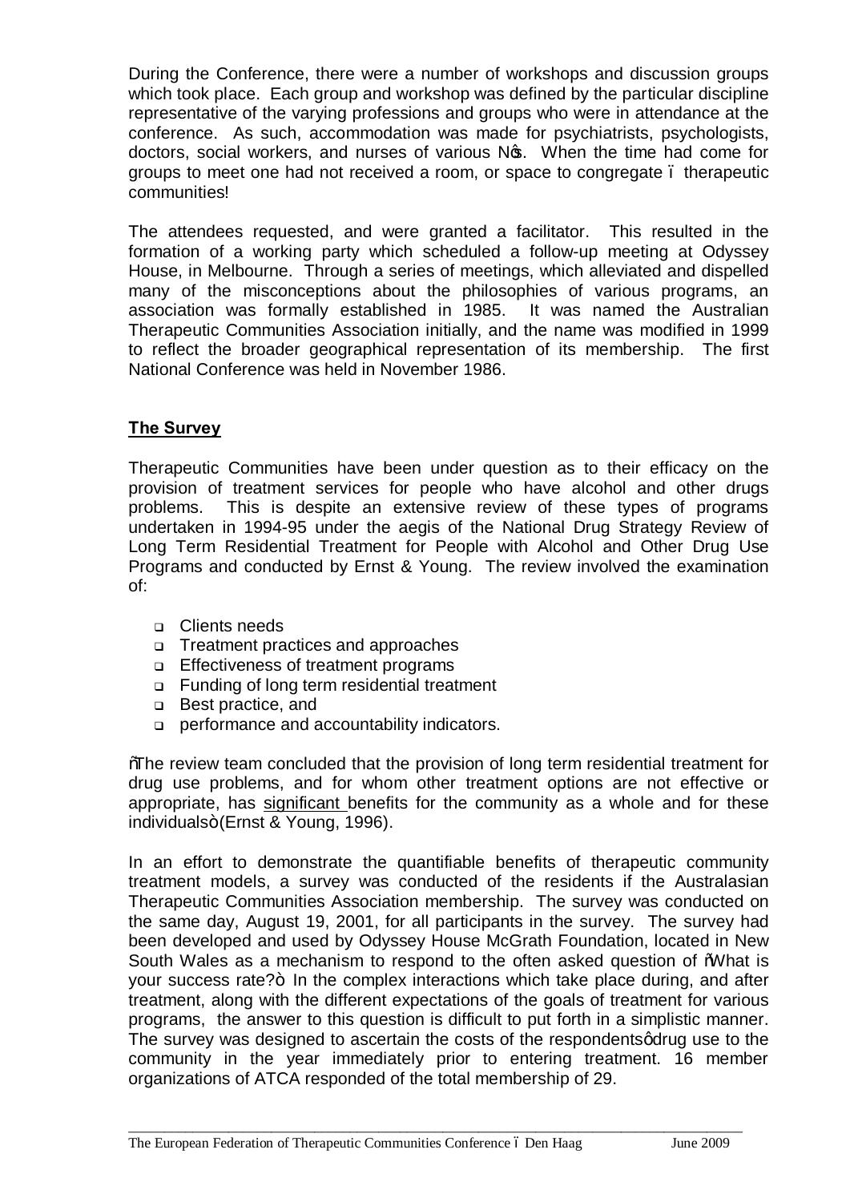During the Conference, there were a number of workshops and discussion groups which took place. Each group and workshop was defined by the particular discipline representative of the varying professions and groups who were in attendance at the conference. As such, accommodation was made for psychiatrists, psychologists, doctors, social workers, and nurses of various N's. When the time had come for groups to meet one had not received a room, or space to congregate – therapeutic communities!

The attendees requested, and were granted a facilitator. This resulted in the formation of a working party which scheduled a follow-up meeting at Odyssey House, in Melbourne. Through a series of meetings, which alleviated and dispelled many of the misconceptions about the philosophies of various programs, an association was formally established in 1985. It was named the Australian Therapeutic Communities Association initially, and the name was modified in 1999 to reflect the broader geographical representation of its membership. The first National Conference was held in November 1986.

## **The Survey**

Therapeutic Communities have been under question as to their efficacy on the provision of treatment services for people who have alcohol and other drugs problems. This is despite an extensive review of these types of programs undertaken in 1994-95 under the aegis of the National Drug Strategy Review of Long Term Residential Treatment for People with Alcohol and Other Drug Use Programs and conducted by Ernst & Young. The review involved the examination of:

- Clients needs
- Treatment practices and approaches
- Effectiveness of treatment programs
- Funding of long term residential treatment
- Best practice, and
- performance and accountability indicators.

"The review team concluded that the provision of long term residential treatment for drug use problems, and for whom other treatment options are not effective or appropriate, has significant benefits for the community as a whole and for these individuals" (Ernst & Young, 1996).

In an effort to demonstrate the quantifiable benefits of therapeutic community treatment models, a survey was conducted of the residents if the Australasian Therapeutic Communities Association membership. The survey was conducted on the same day, August 19, 2001, for all participants in the survey. The survey had been developed and used by Odyssey House McGrath Foundation, located in New South Wales as a mechanism to respond to the often asked question of "What is your success rate?" In the complex interactions which take place during, and after treatment, along with the different expectations of the goals of treatment for various programs, the answer to this question is difficult to put forth in a simplistic manner. The survey was designed to ascertain the costs of the respondents' drug use to the community in the year immediately prior to entering treatment. 16 member organizations of ATCA responded of the total membership of 29.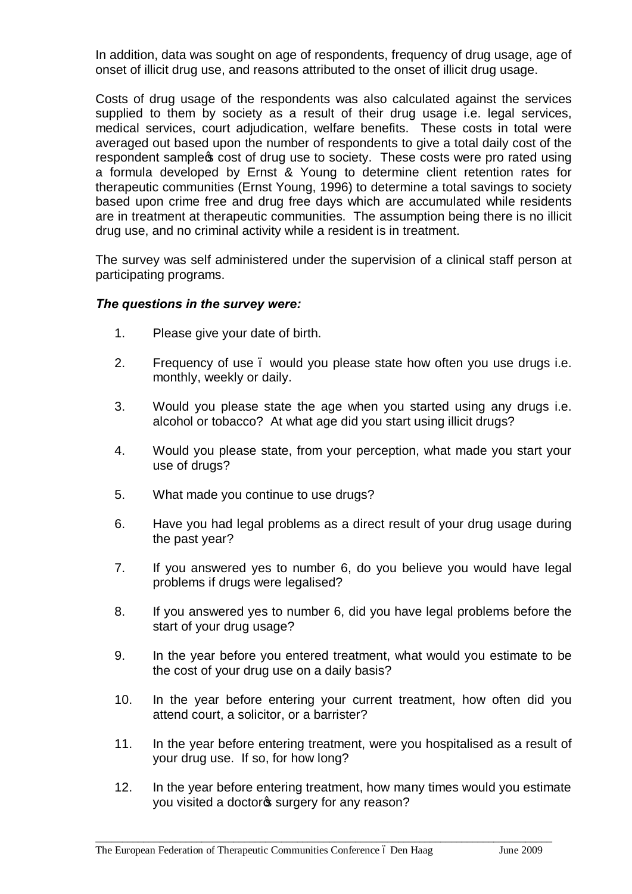In addition, data was sought on age of respondents, frequency of drug usage, age of onset of illicit drug use, and reasons attributed to the onset of illicit drug usage.

Costs of drug usage of the respondents was also calculated against the services supplied to them by society as a result of their drug usage i.e. legal services, medical services, court adjudication, welfare benefits. These costs in total were averaged out based upon the number of respondents to give a total daily cost of the respondent sample's cost of drug use to society. These costs were pro rated using a formula developed by Ernst & Young to determine client retention rates for therapeutic communities (Ernst Young, 1996) to determine a total savings to society based upon crime free and drug free days which are accumulated while residents are in treatment at therapeutic communities. The assumption being there is no illicit drug use, and no criminal activity while a resident is in treatment.

The survey was self administered under the supervision of a clinical staff person at participating programs.

***The questions in the survey were:***

1. Please give your date of birth.

2. Frequency of use – would you please state how often you use drugs i.e. monthly, weekly or daily.

3. Would you please state the age when you started using any drugs i.e. alcohol or tobacco? At what age did you start using illicit drugs?

4. Would you please state, from your perception, what made you start your use of drugs?

5. What made you continue to use drugs?

6. Have you had legal problems as a direct result of your drug usage during the past year?

7. If you answered yes to number 6, do you believe you would have legal problems if drugs were legalised?

8. If you answered yes to number 6, did you have legal problems before the start of your drug usage?

9. In the year before you entered treatment, what would you estimate to be the cost of your drug use on a daily basis?

10. In the year before entering your current treatment, how often did you attend court, a solicitor, or a barrister?

11. In the year before entering treatment, were you hospitalised as a result of your drug use. If so, for how long?

12. In the year before entering treatment, how many times would you estimate you visited a doctor's surgery for any reason?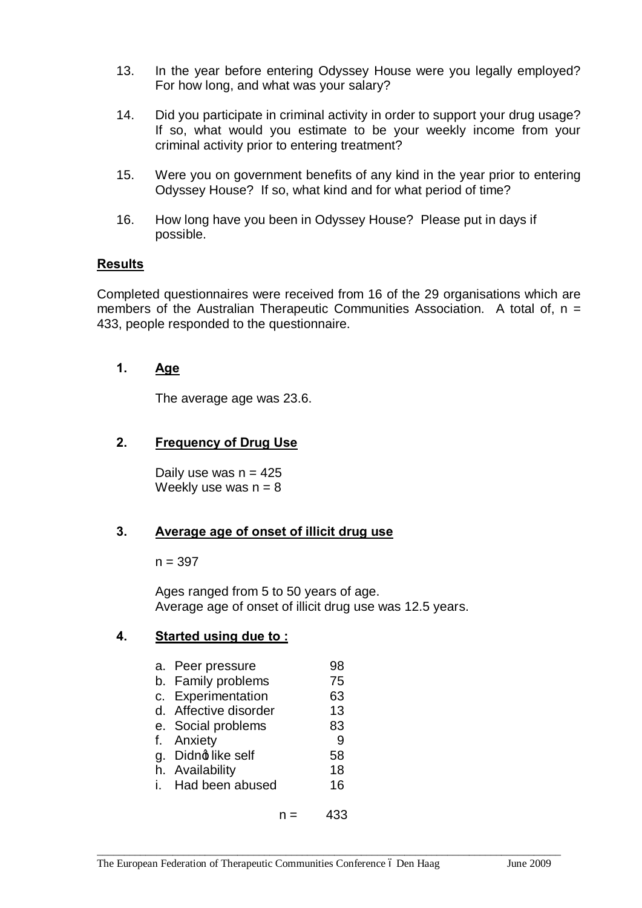13. In the year before entering Odyssey House were you legally employed? For how long, and what was your salary?

14. Did you participate in criminal activity in order to support your drug usage? If so, what would you estimate to be your weekly income from your criminal activity prior to entering treatment?

15. Were you on government benefits of any kind in the year prior to entering Odyssey House? If so, what kind and for what period of time?

16. How long have you been in Odyssey House? Please put in days if possible.

## Results

Completed questionnaires were received from 16 of the 29 organisations which are members of the Australian Therapeutic Communities Association. A total of, n = 433, people responded to the questionnaire.

### 1. Age

The average age was 23.6.

### 2. Frequency of Drug Use

Daily use was n = 425
Weekly use was n = 8

### 3. Average age of onset of illicit drug use

n = 397

Ages ranged from 5 to 50 years of age.
Average age of onset of illicit drug use was 12.5 years.

### 4. Started using due to :

| | |
|---|---|
| a. Peer pressure | 98 |
| b. Family problems | 75 |
| c. Experimentation | 63 |
| d. Affective disorder | 13 |
| e. Social problems | 83 |
| f. Anxiety | 9 |
| g. Didn't like self | 58 |
| h. Availability | 18 |
| i. Had been abused | 16 |
| n = | 433 |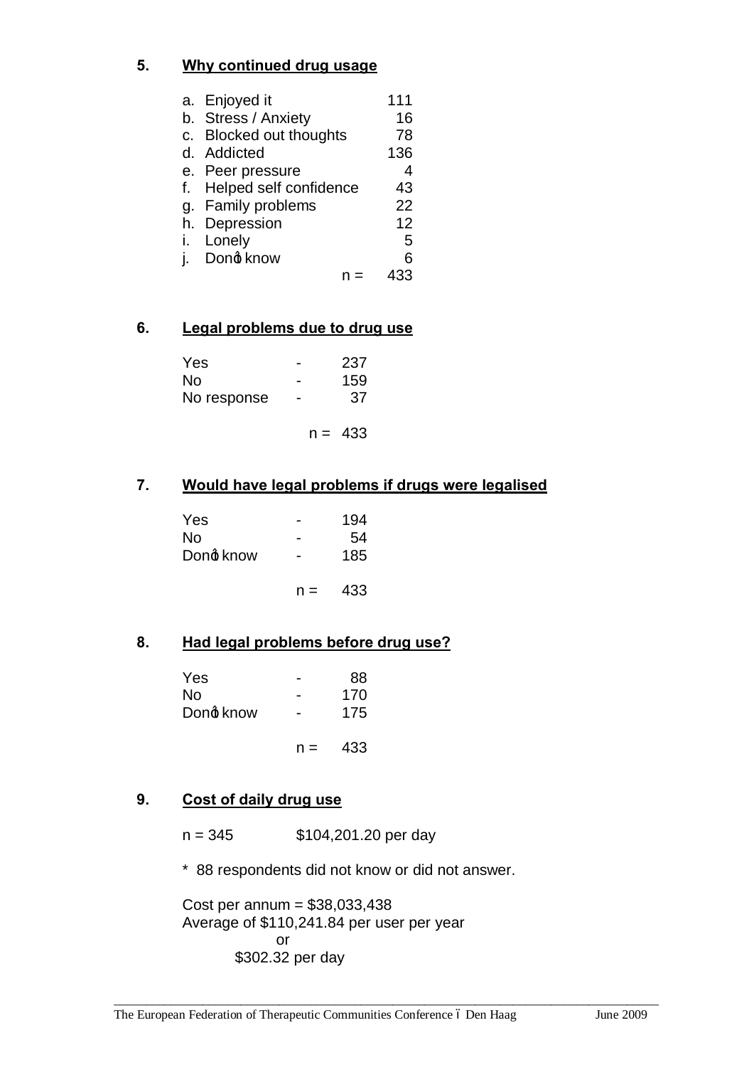## 5. Why continued drug usage

| | |
|---|---|
| a. Enjoyed it | 111 |
| b. Stress / Anxiety | 16 |
| c. Blocked out thoughts | 78 |
| d. Addicted | 136 |
| e. Peer pressure | 4 |
| f. Helped self confidence | 43 |
| g. Family problems | 22 |
| h. Depression | 12 |
| i. Lonely | 5 |
| j. Don't know | 6 |
| n = | 433 |

## 6. Legal problems due to drug use

| | | |
|---|---|---|
| Yes | - | 237 |
| No | - | 159 |
| No response | - | 37 |
| | n = | 433 |

## 7. Would have legal problems if drugs were legalised

| | | |
|---|---|---|
| Yes | - | 194 |
| No | - | 54 |
| Don't know | - | 185 |
| | n = | 433 |

## 8. Had legal problems before drug use?

| | | |
|---|---|---|
| Yes | - | 88 |
| No | - | 170 |
| Don't know | - | 175 |
| | n = | 433 |

## 9. Cost of daily drug use

n = 345 $104,201.20 per day

* 88 respondents did not know or did not answer.

Cost per annum = $38,033,438
Average of $110,241.84 per user per year
or
$302.32 per day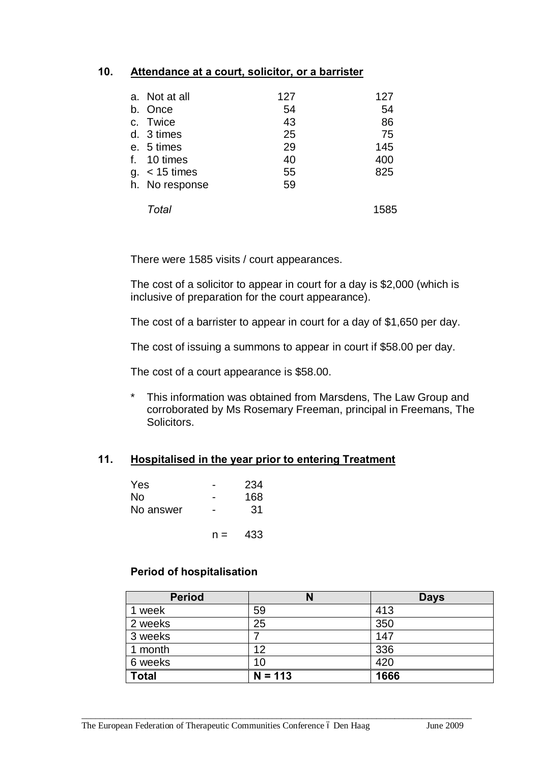## 10. Attendance at a court, solicitor, or a barrister

| | | |
|---|---|---|
| a. Not at all | 127 | 127 |
| b. Once | 54 | 54 |
| c. Twice | 43 | 86 |
| d. 3 times | 25 | 75 |
| e. 5 times | 29 | 145 |
| f. 10 times | 40 | 400 |
| g. < 15 times | 55 | 825 |
| h. No response | 59 | |
| *Total* | | 1585 |

There were 1585 visits / court appearances.

The cost of a solicitor to appear in court for a day is $2,000 (which is inclusive of preparation for the court appearance).

The cost of a barrister to appear in court for a day of $1,650 per day.

The cost of issuing a summons to appear in court if $58.00 per day.

The cost of a court appearance is $58.00.

\* This information was obtained from Marsdens, The Law Group and corroborated by Ms Rosemary Freeman, principal in Freemans, The Solicitors.

## 11. Hospitalised in the year prior to entering Treatment

| | | |
|---|---|---|
| Yes | - | 234 |
| No | - | 168 |
| No answer | - | 31 |
| | n = | 433 |

**Period of hospitalisation**

| Period | N | Days |
|---|---|---|
| 1 week | 59 | 413 |
| 2 weeks | 25 | 350 |
| 3 weeks | 7 | 147 |
| 1 month | 12 | 336 |
| 6 weeks | 10 | 420 |
| **Total** | **N = 113** | **1666** |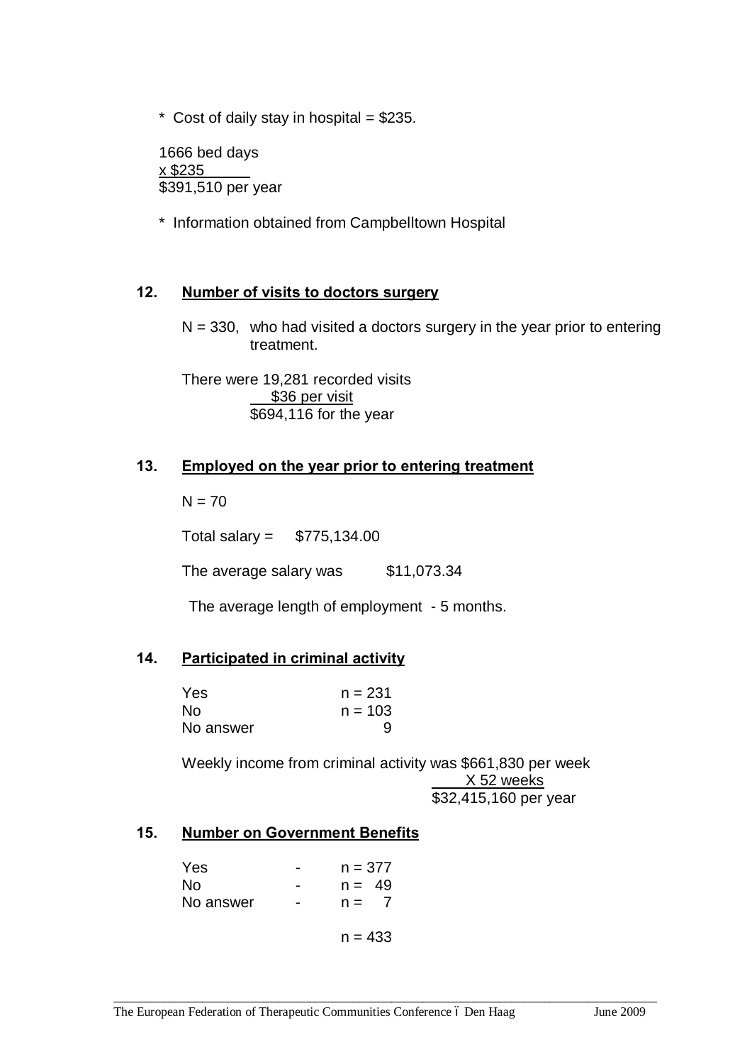\* Cost of daily stay in hospital = $235.

1666 bed days  
x $235  
$391,510 per year

\* Information obtained from Campbelltown Hospital

## 12. Number of visits to doctors surgery

N = 330, who had visited a doctors surgery in the year prior to entering treatment.

There were 19,281 recorded visits  
$36 per visit  
$694,116 for the year

## 13. Employed on the year prior to entering treatment

N = 70

Total salary = $775,134.00

The average salary was $11,073.34

The average length of employment - 5 months.

## 14. Participated in criminal activity

| | |
|---|---|
| Yes | n = 231 |
| No | n = 103 |
| No answer | 9 |

Weekly income from criminal activity was $661,830 per week  
X 52 weeks  
$32,415,160 per year

## 15. Number on Government Benefits

| | | |
|---|---|---|
| Yes | - | n = 377 |
| No | - | n = 49 |
| No answer | - | n = 7 |
| | | n = 433 |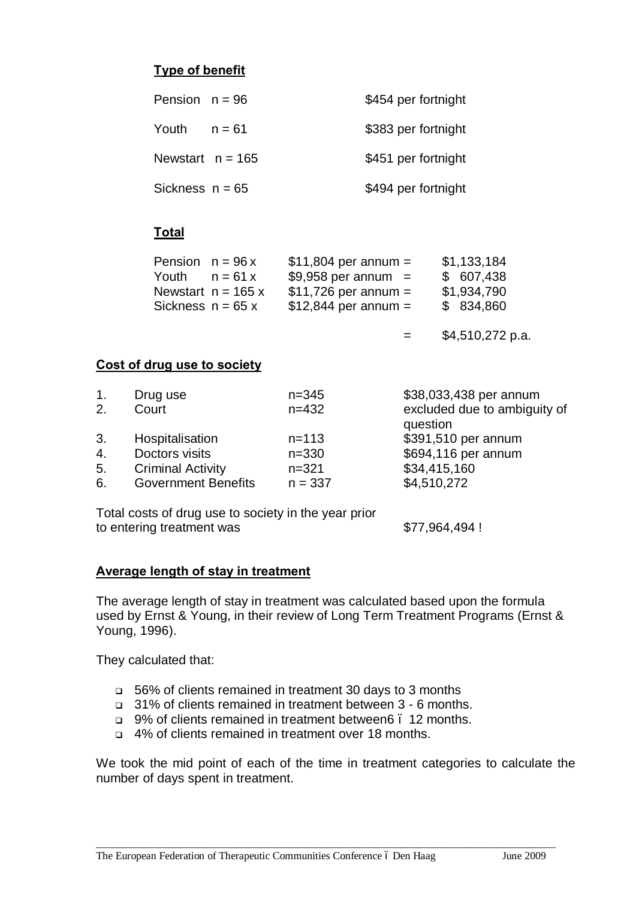**Type of benefit**

| | | |
|---|---|---|
| Pension | n = 96 | $454 per fortnight |
| Youth | n = 61 | $383 per fortnight |
| Newstart | n = 165 | $451 per fortnight |
| Sickness | n = 65 | $494 per fortnight |

**Total**

| | | | | |
|---|---|---|---|---|
| Pension | n = 96 x | $11,804 per annum | = | $1,133,184 |
| Youth | n = 61 x | $9,958 per annum | = | $ 607,438 |
| Newstart | n = 165 x | $11,726 per annum | = | $1,934,790 |
| Sickness | n = 65 x | $12,844 per annum | = | $ 834,860 |
| | | | = | $4,510,272 p.a. |

**Cost of drug use to society**

| | | | |
|---|---|---|---|
| 1. | Drug use | n=345 | $38,033,438 per annum |
| 2. | Court | n=432 | excluded due to ambiguity of question |
| 3. | Hospitalisation | n=113 | $391,510 per annum |
| 4. | Doctors visits | n=330 | $694,116 per annum |
| 5. | Criminal Activity | n=321 | $34,415,160 |
| 6. | Government Benefits | n = 337 | $4,510,272 |

Total costs of drug use to society in the year prior to entering treatment was $77,964,494 !

**Average length of stay in treatment**

The average length of stay in treatment was calculated based upon the formula used by Ernst & Young, in their review of Long Term Treatment Programs (Ernst & Young, 1996).

They calculated that:

- 56% of clients remained in treatment 30 days to 3 months
- 31% of clients remained in treatment between 3 - 6 months.
- 9% of clients remained in treatment between6 – 12 months.
- 4% of clients remained in treatment over 18 months.

We took the mid point of each of the time in treatment categories to calculate the number of days spent in treatment.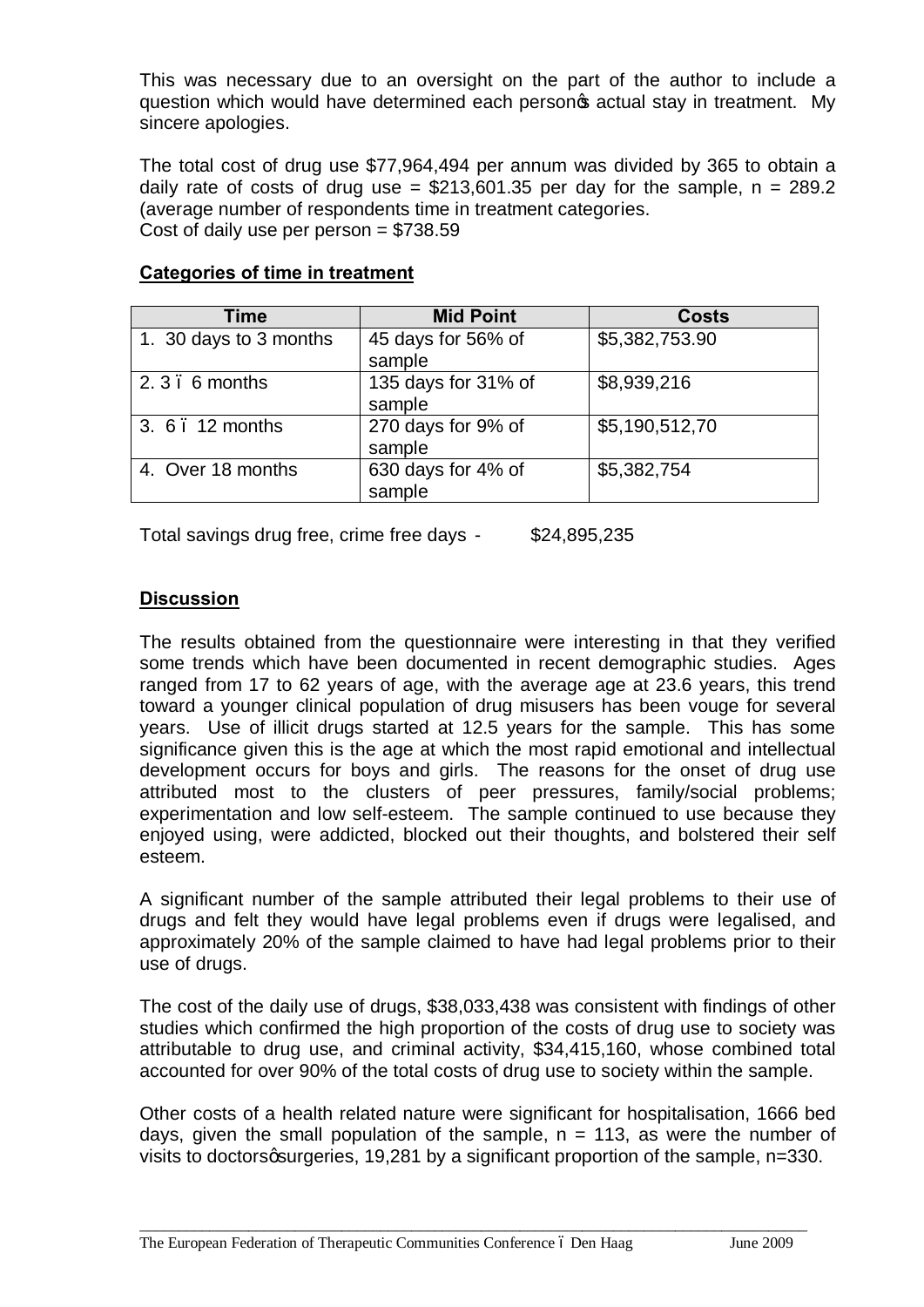This was necessary due to an oversight on the part of the author to include a question which would have determined each person's actual stay in treatment. My sincere apologies.

The total cost of drug use $77,964,494 per annum was divided by 365 to obtain a daily rate of costs of drug use = $213,601.35 per day for the sample, n = 289.2 (average number of respondents time in treatment categories.
Cost of daily use per person = $738.59

**Categories of time in treatment**

| Time | Mid Point | Costs |
|---|---|---|
| 1. 30 days to 3 months | 45 days for 56% of sample | $5,382,753.90 |
| 2. 3 – 6 months | 135 days for 31% of sample | $8,939,216 |
| 3. 6 – 12 months | 270 days for 9% of sample | $5,190,512,70 |
| 4. Over 18 months | 630 days for 4% of sample | $5,382,754 |

Total savings drug free, crime free days - $24,895,235

**Discussion**

The results obtained from the questionnaire were interesting in that they verified some trends which have been documented in recent demographic studies. Ages ranged from 17 to 62 years of age, with the average age at 23.6 years, this trend toward a younger clinical population of drug misusers has been vouge for several years. Use of illicit drugs started at 12.5 years for the sample. This has some significance given this is the age at which the most rapid emotional and intellectual development occurs for boys and girls. The reasons for the onset of drug use attributed most to the clusters of peer pressures, family/social problems; experimentation and low self-esteem. The sample continued to use because they enjoyed using, were addicted, blocked out their thoughts, and bolstered their self esteem.

A significant number of the sample attributed their legal problems to their use of drugs and felt they would have legal problems even if drugs were legalised, and approximately 20% of the sample claimed to have had legal problems prior to their use of drugs.

The cost of the daily use of drugs, $38,033,438 was consistent with findings of other studies which confirmed the high proportion of the costs of drug use to society was attributable to drug use, and criminal activity, $34,415,160, whose combined total accounted for over 90% of the total costs of drug use to society within the sample.

Other costs of a health related nature were significant for hospitalisation, 1666 bed days, given the small population of the sample, n = 113, as were the number of visits to doctors' surgeries, 19,281 by a significant proportion of the sample, n=330.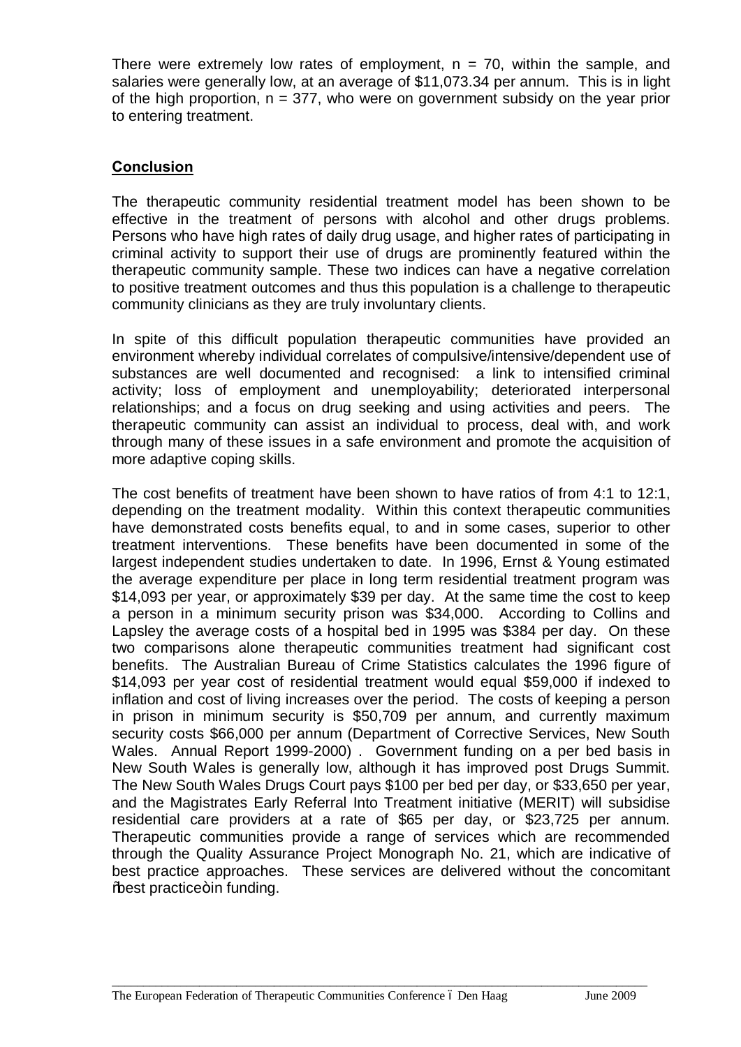There were extremely low rates of employment, n = 70, within the sample, and salaries were generally low, at an average of $11,073.34 per annum. This is in light of the high proportion, n = 377, who were on government subsidy on the year prior to entering treatment.

## Conclusion

The therapeutic community residential treatment model has been shown to be effective in the treatment of persons with alcohol and other drugs problems. Persons who have high rates of daily drug usage, and higher rates of participating in criminal activity to support their use of drugs are prominently featured within the therapeutic community sample. These two indices can have a negative correlation to positive treatment outcomes and thus this population is a challenge to therapeutic community clinicians as they are truly involuntary clients.

In spite of this difficult population therapeutic communities have provided an environment whereby individual correlates of compulsive/intensive/dependent use of substances are well documented and recognised: a link to intensified criminal activity; loss of employment and unemployability; deteriorated interpersonal relationships; and a focus on drug seeking and using activities and peers. The therapeutic community can assist an individual to process, deal with, and work through many of these issues in a safe environment and promote the acquisition of more adaptive coping skills.

The cost benefits of treatment have been shown to have ratios of from 4:1 to 12:1, depending on the treatment modality. Within this context therapeutic communities have demonstrated costs benefits equal, to and in some cases, superior to other treatment interventions. These benefits have been documented in some of the largest independent studies undertaken to date. In 1996, Ernst & Young estimated the average expenditure per place in long term residential treatment program was $14,093 per year, or approximately $39 per day. At the same time the cost to keep a person in a minimum security prison was $34,000. According to Collins and Lapsley the average costs of a hospital bed in 1995 was $384 per day. On these two comparisons alone therapeutic communities treatment had significant cost benefits. The Australian Bureau of Crime Statistics calculates the 1996 figure of $14,093 per year cost of residential treatment would equal $59,000 if indexed to inflation and cost of living increases over the period. The costs of keeping a person in prison in minimum security is $50,709 per annum, and currently maximum security costs $66,000 per annum (Department of Corrective Services, New South Wales. Annual Report 1999-2000) . Government funding on a per bed basis in New South Wales is generally low, although it has improved post Drugs Summit. The New South Wales Drugs Court pays $100 per bed per day, or $33,650 per year, and the Magistrates Early Referral Into Treatment initiative (MERIT) will subsidise residential care providers at a rate of $65 per day, or $23,725 per annum. Therapeutic communities provide a range of services which are recommended through the Quality Assurance Project Monograph No. 21, which are indicative of best practice approaches. These services are delivered without the concomitant "best practice" in funding.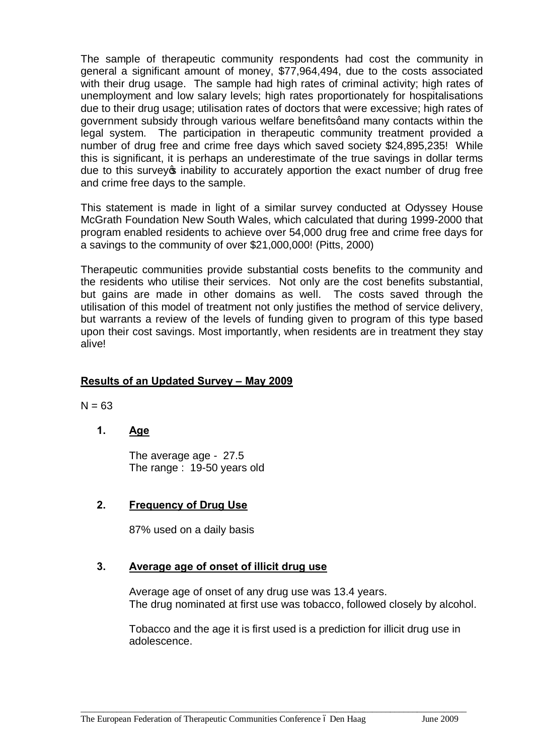The sample of therapeutic community respondents had cost the community in general a significant amount of money, $77,964,494, due to the costs associated with their drug usage. The sample had high rates of criminal activity; high rates of unemployment and low salary levels; high rates proportionately for hospitalisations due to their drug usage; utilisation rates of doctors that were excessive; high rates of government subsidy through various welfare benefitsô and many contacts within the legal system. The participation in therapeutic community treatment provided a number of drug free and crime free days which saved society $24,895,235! While this is significant, it is perhaps an underestimate of the true savings in dollar terms due to this survey's inability to accurately apportion the exact number of drug free and crime free days to the sample.

This statement is made in light of a similar survey conducted at Odyssey House McGrath Foundation New South Wales, which calculated that during 1999-2000 that program enabled residents to achieve over 54,000 drug free and crime free days for a savings to the community of over $21,000,000! (Pitts, 2000)

Therapeutic communities provide substantial costs benefits to the community and the residents who utilise their services. Not only are the cost benefits substantial, but gains are made in other domains as well. The costs saved through the utilisation of this model of treatment not only justifies the method of service delivery, but warrants a review of the levels of funding given to program of this type based upon their cost savings. Most importantly, when residents are in treatment they stay alive!

## Results of an Updated Survey – May 2009

N = 63

### 1. Age

The average age - 27.5
The range : 19-50 years old

### 2. Frequency of Drug Use

87% used on a daily basis

### 3. Average age of onset of illicit drug use

Average age of onset of any drug use was 13.4 years.
The drug nominated at first use was tobacco, followed closely by alcohol.

Tobacco and the age it is first used is a prediction for illicit drug use in adolescence.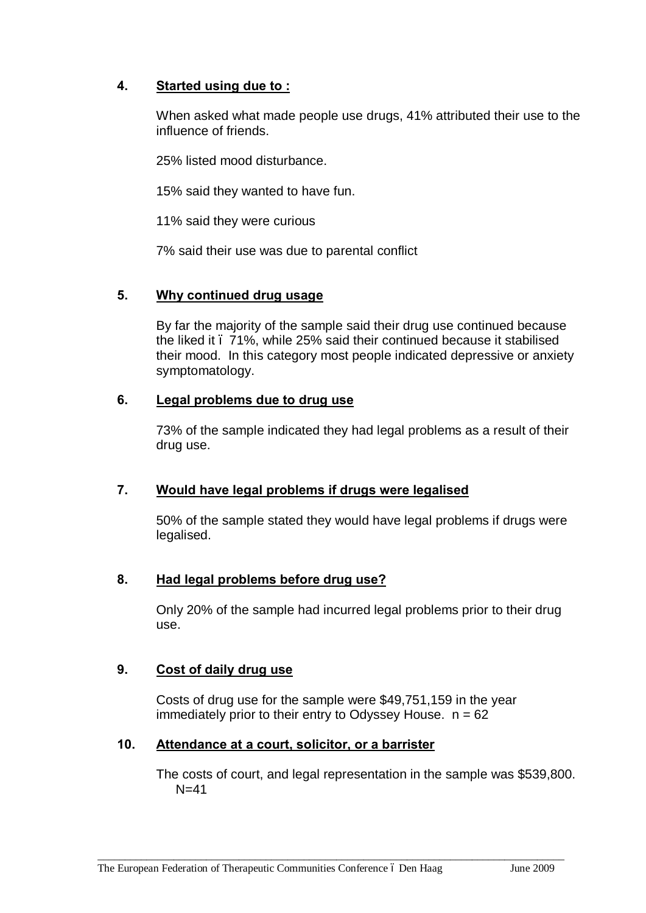### 4. Started using due to :

When asked what made people use drugs, 41% attributed their use to the influence of friends.

25% listed mood disturbance.

15% said they wanted to have fun.

11% said they were curious

7% said their use was due to parental conflict

### 5. Why continued drug usage

By far the majority of the sample said their drug use continued because the liked it – 71%, while 25% said their continued because it stabilised their mood. In this category most people indicated depressive or anxiety symptomatology.

### 6. Legal problems due to drug use

73% of the sample indicated they had legal problems as a result of their drug use.

### 7. Would have legal problems if drugs were legalised

50% of the sample stated they would have legal problems if drugs were legalised.

### 8. Had legal problems before drug use?

Only 20% of the sample had incurred legal problems prior to their drug use.

### 9. Cost of daily drug use

Costs of drug use for the sample were $49,751,159 in the year immediately prior to their entry to Odyssey House. n = 62

### 10. Attendance at a court, solicitor, or a barrister

The costs of court, and legal representation in the sample was $539,800. N=41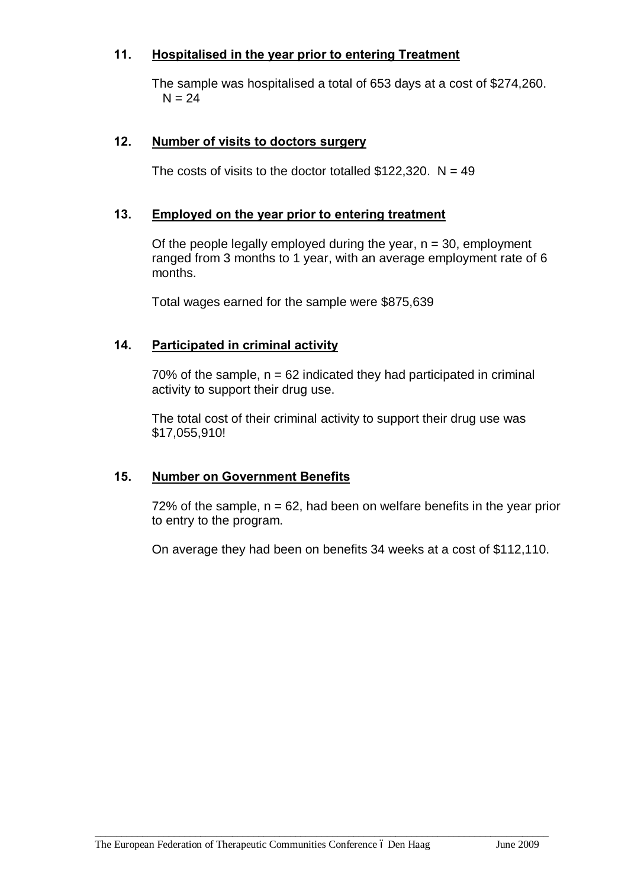**11. Hospitalised in the year prior to entering Treatment**

The sample was hospitalised a total of 653 days at a cost of $274,260. N = 24

**12. Number of visits to doctors surgery**

The costs of visits to the doctor totalled $122,320. N = 49

**13. Employed on the year prior to entering treatment**

Of the people legally employed during the year, n = 30, employment ranged from 3 months to 1 year, with an average employment rate of 6 months.

Total wages earned for the sample were $875,639

**14. Participated in criminal activity**

70% of the sample, n = 62 indicated they had participated in criminal activity to support their drug use.

The total cost of their criminal activity to support their drug use was $17,055,910!

**15. Number on Government Benefits**

72% of the sample, n = 62, had been on welfare benefits in the year prior to entry to the program.

On average they had been on benefits 34 weeks at a cost of $112,110.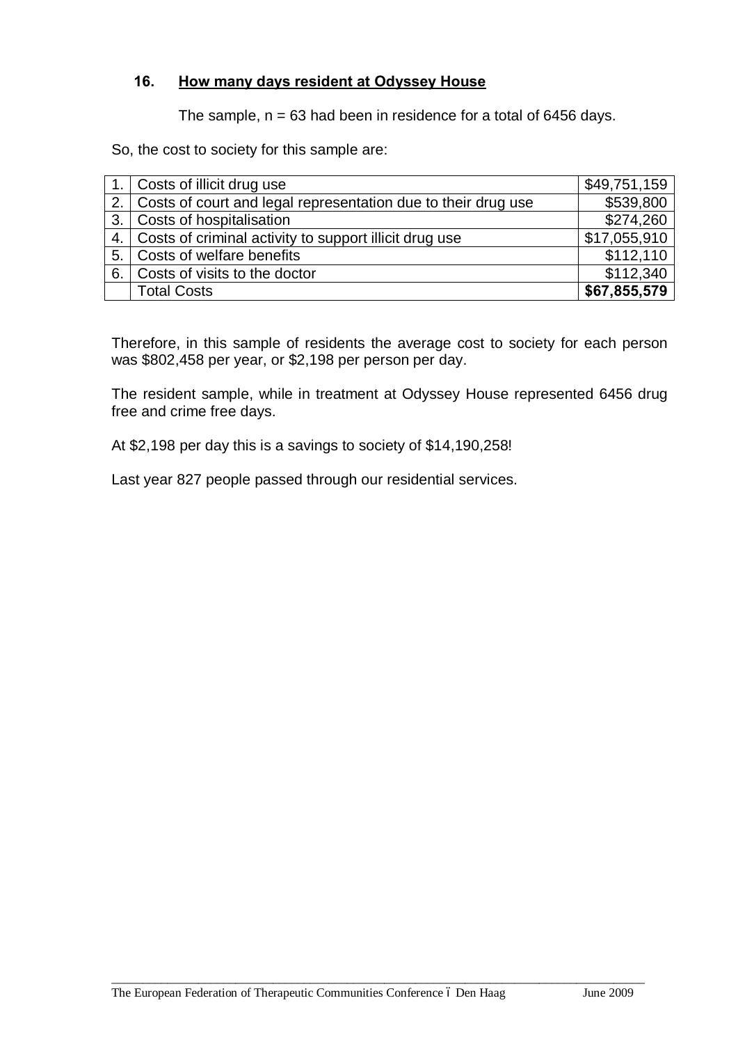### 16. How many days resident at Odyssey House

The sample, n = 63 had been in residence for a total of 6456 days.

So, the cost to society for this sample are:

| | | |
|---|---|---|
| 1. | Costs of illicit drug use | $49,751,159 |
| 2. | Costs of court and legal representation due to their drug use | $539,800 |
| 3. | Costs of hospitalisation | $274,260 |
| 4. | Costs of criminal activity to support illicit drug use | $17,055,910 |
| 5. | Costs of welfare benefits | $112,110 |
| 6. | Costs of visits to the doctor | $112,340 |
| | Total Costs | **$67,855,579** |

Therefore, in this sample of residents the average cost to society for each person was $802,458 per year, or $2,198 per person per day.

The resident sample, while in treatment at Odyssey House represented 6456 drug free and crime free days.

At $2,198 per day this is a savings to society of $14,190,258!

Last year 827 people passed through our residential services.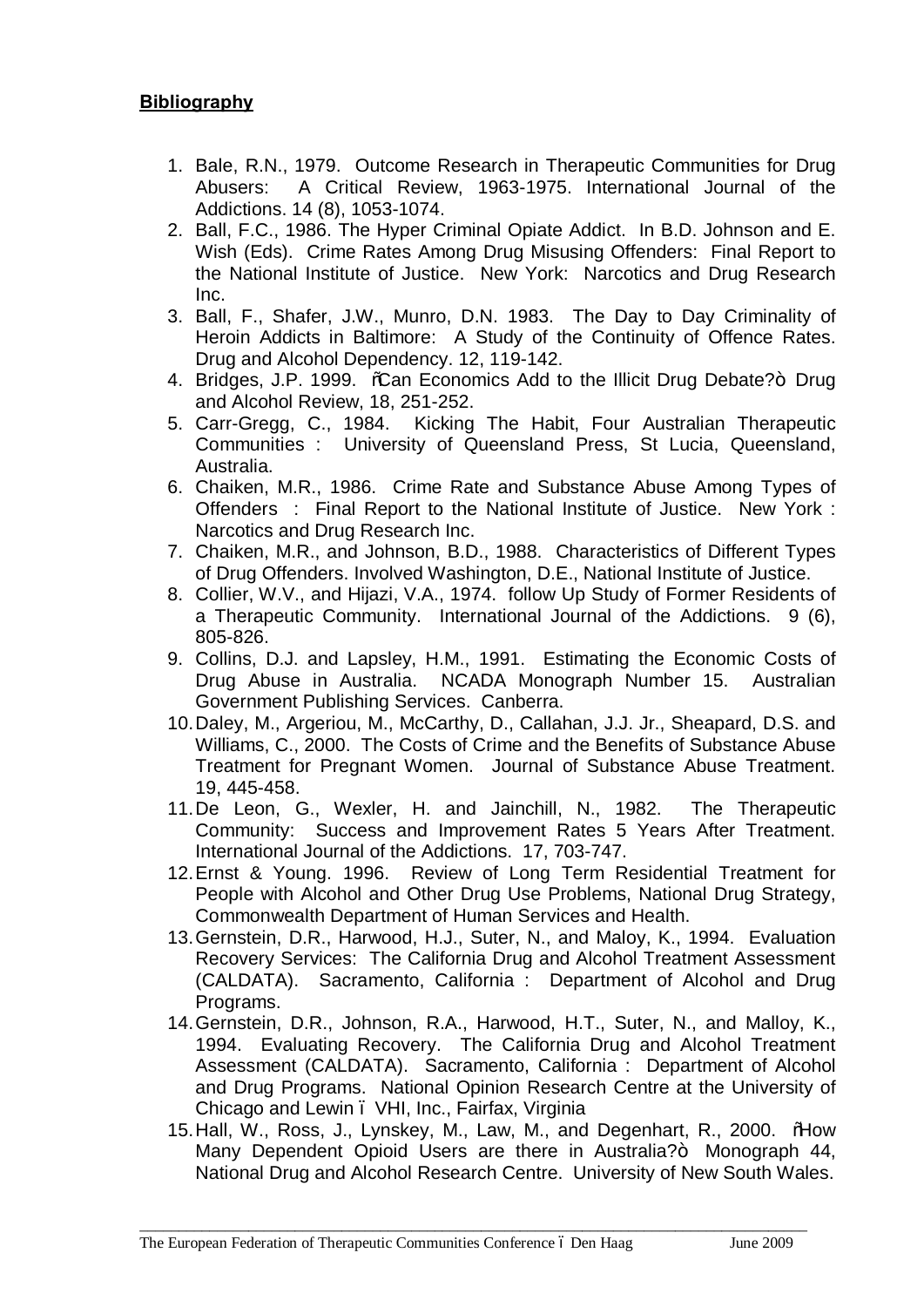**Bibliography**

1. Bale, R.N., 1979. Outcome Research in Therapeutic Communities for Drug Abusers: A Critical Review, 1963-1975. International Journal of the Addictions. 14 (8), 1053-1074.
2. Ball, F.C., 1986. The Hyper Criminal Opiate Addict. In B.D. Johnson and E. Wish (Eds). Crime Rates Among Drug Misusing Offenders: Final Report to the National Institute of Justice. New York: Narcotics and Drug Research Inc.
3. Ball, F., Shafer, J.W., Munro, D.N. 1983. The Day to Day Criminality of Heroin Addicts in Baltimore: A Study of the Continuity of Offence Rates. Drug and Alcohol Dependency. 12, 119-142.
4. Bridges, J.P. 1999. "Can Economics Add to the Illicit Drug Debate?" Drug and Alcohol Review, 18, 251-252.
5. Carr-Gregg, C., 1984. Kicking The Habit, Four Australian Therapeutic Communities : University of Queensland Press, St Lucia, Queensland, Australia.
6. Chaiken, M.R., 1986. Crime Rate and Substance Abuse Among Types of Offenders : Final Report to the National Institute of Justice. New York : Narcotics and Drug Research Inc.
7. Chaiken, M.R., and Johnson, B.D., 1988. Characteristics of Different Types of Drug Offenders. Involved Washington, D.E., National Institute of Justice.
8. Collier, W.V., and Hijazi, V.A., 1974. follow Up Study of Former Residents of a Therapeutic Community. International Journal of the Addictions. 9 (6), 805-826.
9. Collins, D.J. and Lapsley, H.M., 1991. Estimating the Economic Costs of Drug Abuse in Australia. NCADA Monograph Number 15. Australian Government Publishing Services. Canberra.
10. Daley, M., Argeriou, M., McCarthy, D., Callahan, J.J. Jr., Sheapard, D.S. and Williams, C., 2000. The Costs of Crime and the Benefits of Substance Abuse Treatment for Pregnant Women. Journal of Substance Abuse Treatment. 19, 445-458.
11. De Leon, G., Wexler, H. and Jainchill, N., 1982. The Therapeutic Community: Success and Improvement Rates 5 Years After Treatment. International Journal of the Addictions. 17, 703-747.
12. Ernst & Young. 1996. Review of Long Term Residential Treatment for People with Alcohol and Other Drug Use Problems, National Drug Strategy, Commonwealth Department of Human Services and Health.
13. Gernstein, D.R., Harwood, H.J., Suter, N., and Maloy, K., 1994. Evaluation Recovery Services: The California Drug and Alcohol Treatment Assessment (CALDATA). Sacramento, California : Department of Alcohol and Drug Programs.
14. Gernstein, D.R., Johnson, R.A., Harwood, H.T., Suter, N., and Malloy, K., 1994. Evaluating Recovery. The California Drug and Alcohol Treatment Assessment (CALDATA). Sacramento, California : Department of Alcohol and Drug Programs. National Opinion Research Centre at the University of Chicago and Lewin – VHI, Inc., Fairfax, Virginia
15. Hall, W., Ross, J., Lynskey, M., Law, M., and Degenhart, R., 2000. "How Many Dependent Opioid Users are there in Australia?" Monograph 44, National Drug and Alcohol Research Centre. University of New South Wales.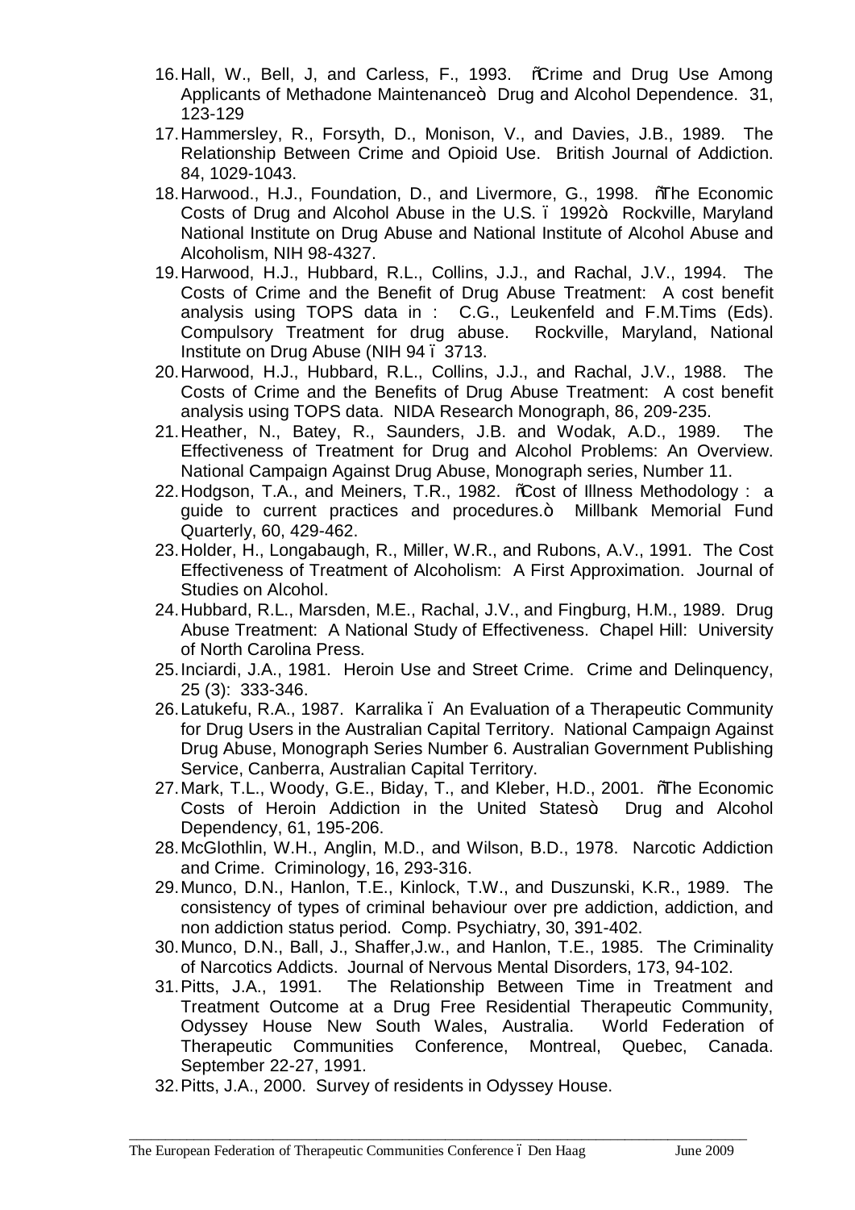16. Hall, W., Bell, J, and Carless, F., 1993. "Crime and Drug Use Among Applicants of Methadone Maintenance". Drug and Alcohol Dependence. 31, 123-129
17. Hammersley, R., Forsyth, D., Monison, V., and Davies, J.B., 1989. The Relationship Between Crime and Opioid Use. British Journal of Addiction. 84, 1029-1043.
18. Harwood., H.J., Foundation, D., and Livermore, G., 1998. "The Economic Costs of Drug and Alcohol Abuse in the U.S. – 1992". Rockville, Maryland National Institute on Drug Abuse and National Institute of Alcohol Abuse and Alcoholism, NIH 98-4327.
19. Harwood, H.J., Hubbard, R.L., Collins, J.J., and Rachal, J.V., 1994. The Costs of Crime and the Benefit of Drug Abuse Treatment: A cost benefit analysis using TOPS data in : C.G., Leukenfeld and F.M.Tims (Eds). Compulsory Treatment for drug abuse. Rockville, Maryland, National Institute on Drug Abuse (NIH 94 – 3713.
20. Harwood, H.J., Hubbard, R.L., Collins, J.J., and Rachal, J.V., 1988. The Costs of Crime and the Benefits of Drug Abuse Treatment: A cost benefit analysis using TOPS data. NIDA Research Monograph, 86, 209-235.
21. Heather, N., Batey, R., Saunders, J.B. and Wodak, A.D., 1989. The Effectiveness of Treatment for Drug and Alcohol Problems: An Overview. National Campaign Against Drug Abuse, Monograph series, Number 11.
22. Hodgson, T.A., and Meiners, T.R., 1982. "Cost of Illness Methodology : a guide to current practices and procedures." Millbank Memorial Fund Quarterly, 60, 429-462.
23. Holder, H., Longabaugh, R., Miller, W.R., and Rubons, A.V., 1991. The Cost Effectiveness of Treatment of Alcoholism: A First Approximation. Journal of Studies on Alcohol.
24. Hubbard, R.L., Marsden, M.E., Rachal, J.V., and Fingburg, H.M., 1989. Drug Abuse Treatment: A National Study of Effectiveness. Chapel Hill: University of North Carolina Press.
25. Inciardi, J.A., 1981. Heroin Use and Street Crime. Crime and Delinquency, 25 (3): 333-346.
26. Latukefu, R.A., 1987. Karralika – An Evaluation of a Therapeutic Community for Drug Users in the Australian Capital Territory. National Campaign Against Drug Abuse, Monograph Series Number 6. Australian Government Publishing Service, Canberra, Australian Capital Territory.
27. Mark, T.L., Woody, G.E., Biday, T., and Kleber, H.D., 2001. "The Economic Costs of Heroin Addiction in the United States". Drug and Alcohol Dependency, 61, 195-206.
28. McGlothlin, W.H., Anglin, M.D., and Wilson, B.D., 1978. Narcotic Addiction and Crime. Criminology, 16, 293-316.
29. Munco, D.N., Hanlon, T.E., Kinlock, T.W., and Duszunski, K.R., 1989. The consistency of types of criminal behaviour over pre addiction, addiction, and non addiction status period. Comp. Psychiatry, 30, 391-402.
30. Munco, D.N., Ball, J., Shaffer,J.w., and Hanlon, T.E., 1985. The Criminality of Narcotics Addicts. Journal of Nervous Mental Disorders, 173, 94-102.
31. Pitts, J.A., 1991. The Relationship Between Time in Treatment and Treatment Outcome at a Drug Free Residential Therapeutic Community, Odyssey House New South Wales, Australia. World Federation of Therapeutic Communities Conference, Montreal, Quebec, Canada. September 22-27, 1991.
32. Pitts, J.A., 2000. Survey of residents in Odyssey House.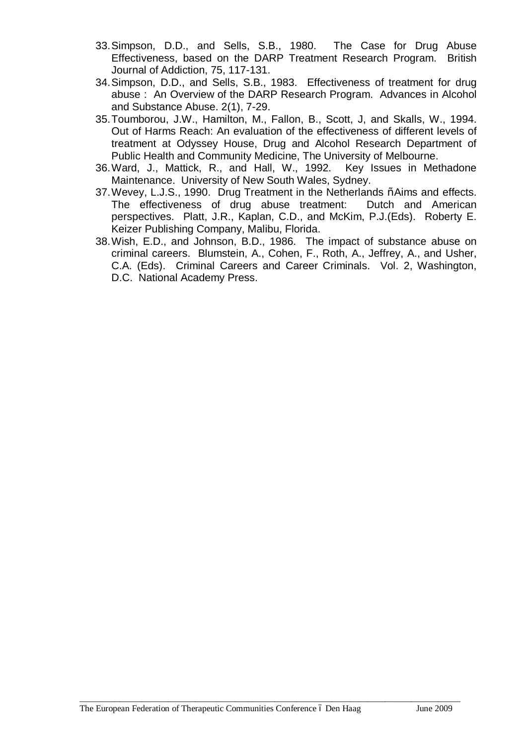33. Simpson, D.D., and Sells, S.B., 1980. The Case for Drug Abuse Effectiveness, based on the DARP Treatment Research Program. British Journal of Addiction, 75, 117-131.
34. Simpson, D.D., and Sells, S.B., 1983. Effectiveness of treatment for drug abuse : An Overview of the DARP Research Program. Advances in Alcohol and Substance Abuse. 2(1), 7-29.
35. Toumborou, J.W., Hamilton, M., Fallon, B., Scott, J, and Skalls, W., 1994. Out of Harms Reach: An evaluation of the effectiveness of different levels of treatment at Odyssey House, Drug and Alcohol Research Department of Public Health and Community Medicine, The University of Melbourne.
36. Ward, J., Mattick, R., and Hall, W., 1992. Key Issues in Methadone Maintenance. University of New South Wales, Sydney.
37. Wevey, L.J.S., 1990. Drug Treatment in the Netherlands ñAims and effects. The effectiveness of drug abuse treatment: Dutch and American perspectives. Platt, J.R., Kaplan, C.D., and McKim, P.J.(Eds). Roberty E. Keizer Publishing Company, Malibu, Florida.
38. Wish, E.D., and Johnson, B.D., 1986. The impact of substance abuse on criminal careers. Blumstein, A., Cohen, F., Roth, A., Jeffrey, A., and Usher, C.A. (Eds). Criminal Careers and Career Criminals. Vol. 2, Washington, D.C. National Academy Press.